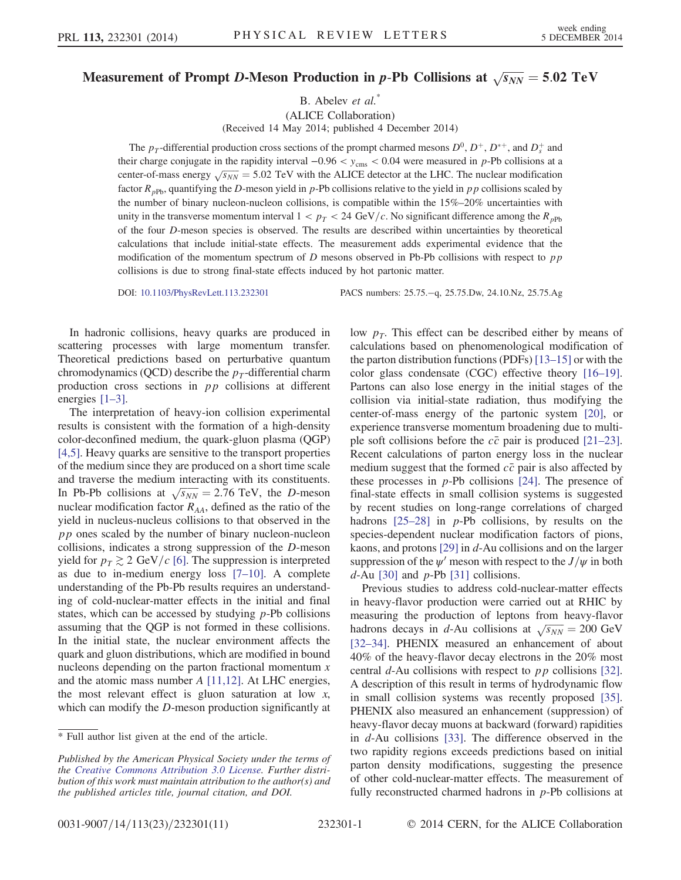# Measurement of Prompt $D$-Meson Production in $p$-Pb Collisions at $\sqrt{s_{NN}} = 5.02$ TeV

B. Abelev *et al.*[*]

(ALICE Collaboration)

(Received 14 May 2014; published 4 December 2014)

The $p_T$-differential production cross sections of the prompt charmed mesons $D^0$, $D^+$, $D^{*+}$, and $D_s^+$ and their charge conjugate in the rapidity interval $-0.96 < y_{\rm cms} < 0.04$ were measured in $p$-Pb collisions at a center-of-mass energy $\sqrt{s_{NN}} = 5.02$ TeV with the ALICE detector at the LHC. The nuclear modification factor $R_{p\rm Pb}$, quantifying the $D$-meson yield in $p$-Pb collisions relative to the yield in $pp$ collisions scaled by the number of binary nucleon-nucleon collisions, is compatible within the 15%–20% uncertainties with unity in the transverse momentum interval $1 < p_T < 24$ GeV/$c$. No significant difference among the $R_{p\rm Pb}$ of the four $D$-meson species is observed. The results are described within uncertainties by theoretical calculations that include initial-state effects. The measurement adds experimental evidence that the modification of the momentum spectrum of $D$ mesons observed in Pb-Pb collisions with respect to $pp$ collisions is due to strong final-state effects induced by hot partonic matter.

DOI: 10.1103/PhysRevLett.113.232301 PACS numbers: 25.75.−q, 25.75.Dw, 24.10.Nz, 25.75.Ag

In hadronic collisions, heavy quarks are produced in scattering processes with large momentum transfer. Theoretical predictions based on perturbative quantum chromodynamics (QCD) describe the $p_T$-differential charm production cross sections in $pp$ collisions at different energies [1–3].

The interpretation of heavy-ion collision experimental results is consistent with the formation of a high-density color-deconfined medium, the quark-gluon plasma (QGP) [4,5]. Heavy quarks are sensitive to the transport properties of the medium since they are produced on a short time scale and traverse the medium interacting with its constituents. In Pb-Pb collisions at $\sqrt{s_{NN}} = 2.76$ TeV, the $D$-meson nuclear modification factor $R_{AA}$, defined as the ratio of the yield in nucleus-nucleus collisions to that observed in the $pp$ ones scaled by the number of binary nucleon-nucleon collisions, indicates a strong suppression of the $D$-meson yield for $p_T \gtrsim 2$ GeV/$c$ [6]. The suppression is interpreted as due to in-medium energy loss [7–10]. A complete understanding of the Pb-Pb results requires an understanding of cold-nuclear-matter effects in the initial and final states, which can be accessed by studying $p$-Pb collisions assuming that the QGP is not formed in these collisions. In the initial state, the nuclear environment affects the quark and gluon distributions, which are modified in bound nucleons depending on the parton fractional momentum $x$ and the atomic mass number $A$ [11,12]. At LHC energies, the most relevant effect is gluon saturation at low $x$, which can modify the $D$-meson production significantly at low $p_T$. This effect can be described either by means of calculations based on phenomenological modification of the parton distribution functions (PDFs) [13–15] or with the color glass condensate (CGC) effective theory [16–19]. Partons can also lose energy in the initial stages of the collision via initial-state radiation, thus modifying the center-of-mass energy of the partonic system [20], or experience transverse momentum broadening due to multiple soft collisions before the $c\bar{c}$ pair is produced [21–23]. Recent calculations of parton energy loss in the nuclear medium suggest that the formed $c\bar{c}$ pair is also affected by these processes in $p$-Pb collisions [24]. The presence of final-state effects in small collision systems is suggested by recent studies on long-range correlations of charged hadrons [25–28] in $p$-Pb collisions, by results on the species-dependent nuclear modification factors of pions, kaons, and protons [29] in $d$-Au collisions and on the larger suppression of the $\psi'$ meson with respect to the $J/\psi$ in both $d$-Au [30] and $p$-Pb [31] collisions.

Previous studies to address cold-nuclear-matter effects in heavy-flavor production were carried out at RHIC by measuring the production of leptons from heavy-flavor hadrons decays in $d$-Au collisions at $\sqrt{s_{NN}} = 200$ GeV [32–34]. PHENIX measured an enhancement of about 40% of the heavy-flavor decay electrons in the 20% most central $d$-Au collisions with respect to $pp$ collisions [32]. A description of this result in terms of hydrodynamic flow in small collision systems was recently proposed [35]. PHENIX also measured an enhancement (suppression) of heavy-flavor decay muons at backward (forward) rapidities in $d$-Au collisions [33]. The difference observed in the two rapidity regions exceeds predictions based on initial parton density modifications, suggesting the presence of other cold-nuclear-matter effects. The measurement of fully reconstructed charmed hadrons in $p$-Pb collisions at

[*] Full author list given at the end of the article.

*Published by the American Physical Society under the terms of the Creative Commons Attribution 3.0 License. Further distribution of this work must maintain attribution to the author(s) and the published articles title, journal citation, and DOI.*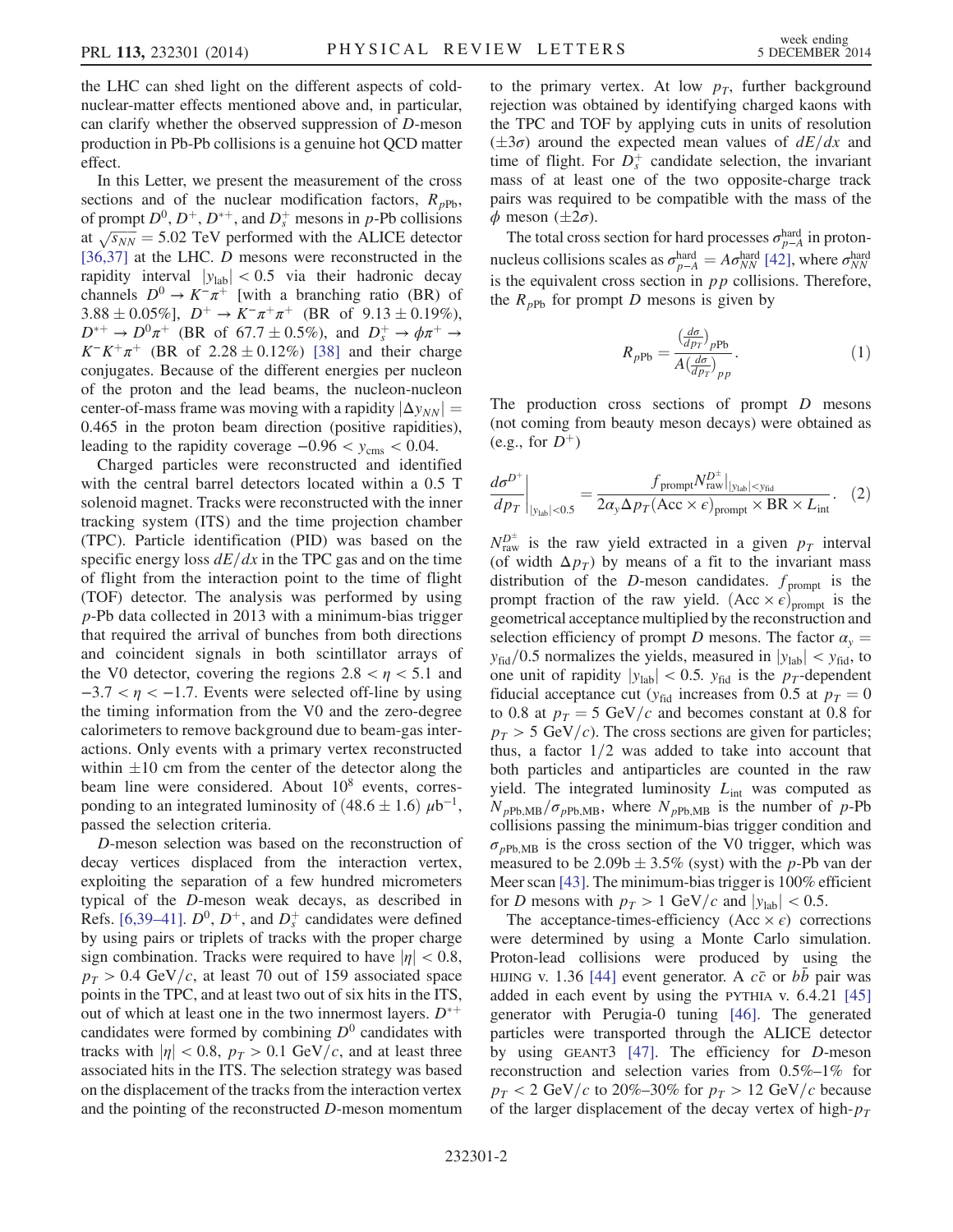the LHC can shed light on the different aspects of cold-nuclear-matter effects mentioned above and, in particular, can clarify whether the observed suppression of $D$-meson production in Pb-Pb collisions is a genuine hot QCD matter effect.

In this Letter, we present the measurement of the cross sections and of the nuclear modification factors, $R_{p\mathrm{Pb}}$, of prompt $D^0$, $D^+$, $D^{*+}$, and $D_s^+$ mesons in $p$-Pb collisions at $\sqrt{s_{NN}} = 5.02$ TeV performed with the ALICE detector [36,37] at the LHC. $D$ mesons were reconstructed in the rapidity interval $|y_{\mathrm{lab}}| < 0.5$ via their hadronic decay channels $D^0 \to K^-\pi^+$ [with a branching ratio (BR) of $3.88 \pm 0.05\%$], $D^+ \to K^-\pi^+\pi^+$ (BR of $9.13 \pm 0.19\%$), $D^{*+} \to D^0\pi^+$ (BR of $67.7 \pm 0.5\%$), and $D_s^+ \to \phi\pi^+ \to K^-K^+\pi^+$ (BR of $2.28 \pm 0.12\%$) [38] and their charge conjugates. Because of the different energies per nucleon of the proton and the lead beams, the nucleon-nucleon center-of-mass frame was moving with a rapidity $|\Delta y_{NN}| = 0.465$ in the proton beam direction (positive rapidities), leading to the rapidity coverage $-0.96 < y_{\mathrm{cms}} < 0.04$.

Charged particles were reconstructed and identified with the central barrel detectors located within a 0.5 T solenoid magnet. Tracks were reconstructed with the inner tracking system (ITS) and the time projection chamber (TPC). Particle identification (PID) was based on the specific energy loss $dE/dx$ in the TPC gas and on the time of flight from the interaction point to the time of flight (TOF) detector. The analysis was performed by using $p$-Pb data collected in 2013 with a minimum-bias trigger that required the arrival of bunches from both directions and coincident signals in both scintillator arrays of the V0 detector, covering the regions $2.8 < \eta < 5.1$ and $-3.7 < \eta < -1.7$. Events were selected off-line by using the timing information from the V0 and the zero-degree calorimeters to remove background due to beam-gas interactions. Only events with a primary vertex reconstructed within $\pm 10$ cm from the center of the detector along the beam line were considered. About $10^8$ events, corresponding to an integrated luminosity of $(48.6 \pm 1.6)\ \mu\mathrm{b}^{-1}$, passed the selection criteria.

$D$-meson selection was based on the reconstruction of decay vertices displaced from the interaction vertex, exploiting the separation of a few hundred micrometers typical of the $D$-meson weak decays, as described in Refs. [6,39–41]. $D^0$, $D^+$, and $D_s^+$ candidates were defined by using pairs or triplets of tracks with the proper charge sign combination. Tracks were required to have $|\eta| < 0.8$, $p_T > 0.4$ GeV/$c$, at least 70 out of 159 associated space points in the TPC, and at least two out of six hits in the ITS, out of which at least one in the two innermost layers. $D^{*+}$ candidates were formed by combining $D^0$ candidates with tracks with $|\eta| < 0.8$, $p_T > 0.1$ GeV/$c$, and at least three associated hits in the ITS. The selection strategy was based on the displacement of the tracks from the interaction vertex and the pointing of the reconstructed $D$-meson momentum to the primary vertex. At low $p_T$, further background rejection was obtained by identifying charged kaons with the TPC and TOF by applying cuts in units of resolution ($\pm 3\sigma$) around the expected mean values of $dE/dx$ and time of flight. For $D_s^+$ candidate selection, the invariant mass of at least one of the two opposite-charge track pairs was required to be compatible with the mass of the $\phi$ meson ($\pm 2\sigma$).

The total cross section for hard processes $\sigma_{p-A}^{\mathrm{hard}}$ in proton-nucleus collisions scales as $\sigma_{p-A}^{\mathrm{hard}} = A\sigma_{NN}^{\mathrm{hard}}$ [42], where $\sigma_{NN}^{\mathrm{hard}}$ is the equivalent cross section in $pp$ collisions. Therefore, the $R_{p\mathrm{Pb}}$ for prompt $D$ mesons is given by

$$R_{p\mathrm{Pb}} = \frac{\left(\frac{d\sigma}{dp_T}\right)_{p\mathrm{Pb}}}{A\left(\frac{d\sigma}{dp_T}\right)_{pp}}. \quad (1)$$

The production cross sections of prompt $D$ mesons (not coming from beauty meson decays) were obtained as (e.g., for $D^+$)

$$\left.\frac{d\sigma^{D^+}}{dp_T}\right|_{|y_{\mathrm{lab}}|<0.5} = \frac{f_{\mathrm{prompt}} N_{\mathrm{raw}}^{D^\pm}|_{|y_{\mathrm{lab}}|<y_{\mathrm{fid}}}}{2\alpha_y \Delta p_T (\mathrm{Acc} \times \epsilon)_{\mathrm{prompt}} \times \mathrm{BR} \times L_{\mathrm{int}}}. \quad (2)$$

$N_{\mathrm{raw}}^{D^\pm}$ is the raw yield extracted in a given $p_T$ interval (of width $\Delta p_T$) by means of a fit to the invariant mass distribution of the $D$-meson candidates. $f_{\mathrm{prompt}}$ is the prompt fraction of the raw yield. $(\mathrm{Acc} \times \epsilon)_{\mathrm{prompt}}$ is the geometrical acceptance multiplied by the reconstruction and selection efficiency of prompt $D$ mesons. The factor $\alpha_y = y_{\mathrm{fid}}/0.5$ normalizes the yields, measured in $|y_{\mathrm{lab}}| < y_{\mathrm{fid}}$, to one unit of rapidity $|y_{\mathrm{lab}}| < 0.5$. $y_{\mathrm{fid}}$ is the $p_T$-dependent fiducial acceptance cut ($y_{\mathrm{fid}}$ increases from 0.5 at $p_T = 0$ to 0.8 at $p_T = 5$ GeV/$c$ and becomes constant at 0.8 for $p_T > 5$ GeV/$c$). The cross sections are given for particles; thus, a factor 1/2 was added to take into account that both particles and antiparticles are counted in the raw yield. The integrated luminosity $L_{\mathrm{int}}$ was computed as $N_{p\mathrm{Pb,MB}}/\sigma_{p\mathrm{Pb,MB}}$, where $N_{p\mathrm{Pb,MB}}$ is the number of $p$-Pb collisions passing the minimum-bias trigger condition and $\sigma_{p\mathrm{Pb,MB}}$ is the cross section of the V0 trigger, which was measured to be $2.09\mathrm{b} \pm 3.5\%$ (syst) with the $p$-Pb van der Meer scan [43]. The minimum-bias trigger is 100% efficient for $D$ mesons with $p_T > 1$ GeV/$c$ and $|y_{\mathrm{lab}}| < 0.5$.

The acceptance-times-efficiency $(\mathrm{Acc} \times \epsilon)$ corrections were determined by using a Monte Carlo simulation. Proton-lead collisions were produced by using the HIJING v. 1.36 [44] event generator. A $c\bar{c}$ or $b\bar{b}$ pair was added in each event by using the PYTHIA v. 6.4.21 [45] generator with Perugia-0 tuning [46]. The generated particles were transported through the ALICE detector by using GEANT3 [47]. The efficiency for $D$-meson reconstruction and selection varies from 0.5%–1% for $p_T < 2$ GeV/$c$ to 20%–30% for $p_T > 12$ GeV/$c$ because of the larger displacement of the decay vertex of high-$p_T$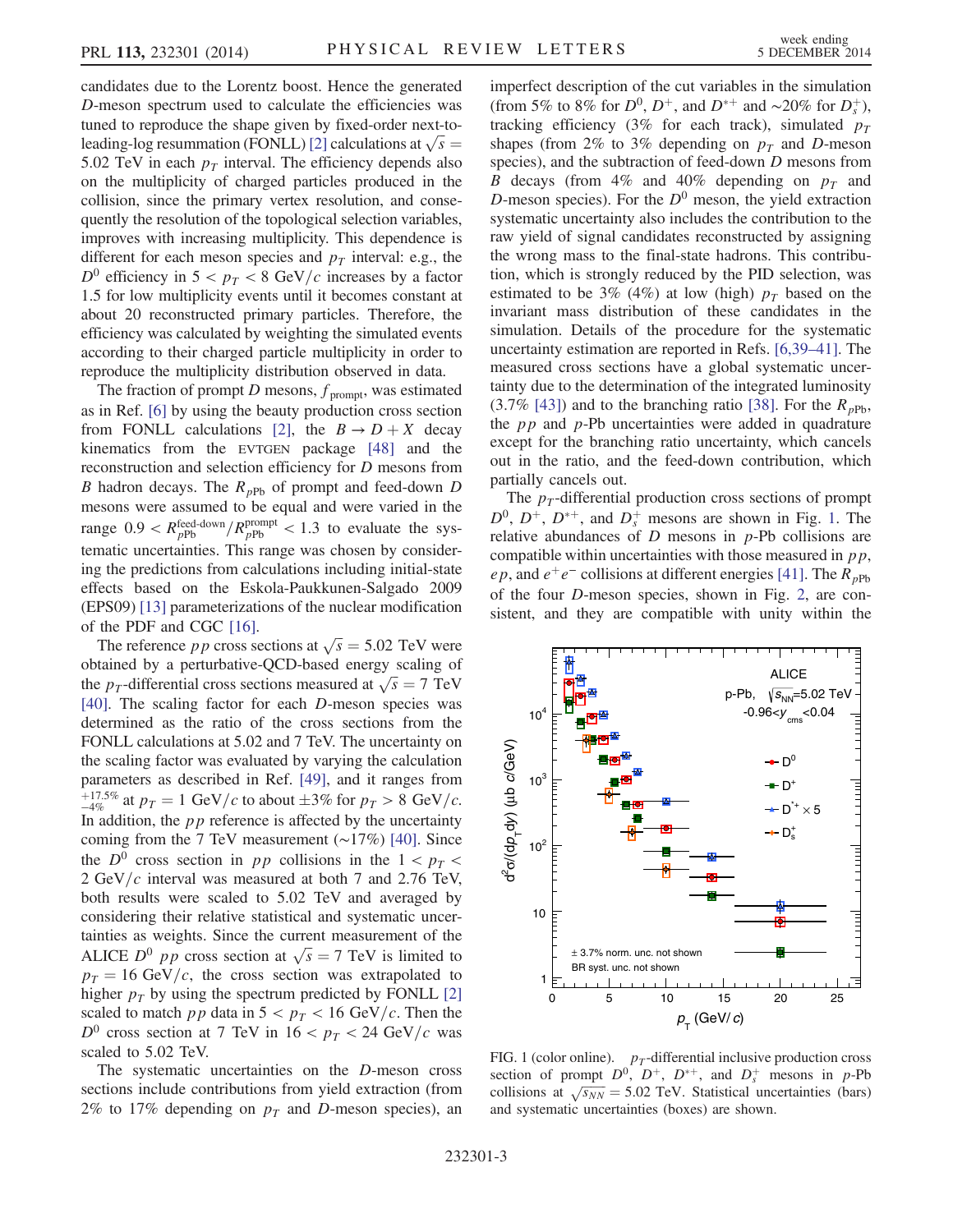candidates due to the Lorentz boost. Hence the generated $D$-meson spectrum used to calculate the efficiencies was tuned to reproduce the shape given by fixed-order next-to-leading-log resummation (FONLL) [2] calculations at $\sqrt{s} = 5.02$ TeV in each $p_T$ interval. The efficiency depends also on the multiplicity of charged particles produced in the collision, since the primary vertex resolution, and consequently the resolution of the topological selection variables, improves with increasing multiplicity. This dependence is different for each meson species and $p_T$ interval: e.g., the $D^0$ efficiency in $5 < p_T < 8$ GeV/$c$ increases by a factor 1.5 for low multiplicity events until it becomes constant at about 20 reconstructed primary particles. Therefore, the efficiency was calculated by weighting the simulated events according to their charged particle multiplicity in order to reproduce the multiplicity distribution observed in data.

The fraction of prompt $D$ mesons, $f_{\rm prompt}$, was estimated as in Ref. [6] by using the beauty production cross section from FONLL calculations [2], the $B \to D + X$ decay kinematics from the EVTGEN package [48] and the reconstruction and selection efficiency for $D$ mesons from $B$ hadron decays. The $R_{p\rm Pb}$ of prompt and feed-down $D$ mesons were assumed to be equal and were varied in the range $0.9 < R_{p\rm Pb}^{\rm feed\text{-}down}/R_{p\rm Pb}^{\rm prompt} < 1.3$ to evaluate the systematic uncertainties. This range was chosen by considering the predictions from calculations including initial-state effects based on the Eskola-Paukkunen-Salgado 2009 (EPS09) [13] parameterizations of the nuclear modification of the PDF and CGC [16].

The reference $pp$ cross sections at $\sqrt{s} = 5.02$ TeV were obtained by a perturbative-QCD-based energy scaling of the $p_T$-differential cross sections measured at $\sqrt{s} = 7$ TeV [40]. The scaling factor for each $D$-meson species was determined as the ratio of the cross sections from the FONLL calculations at 5.02 and 7 TeV. The uncertainty on the scaling factor was evaluated by varying the calculation parameters as described in Ref. [49], and it ranges from ${}^{+17.5\%}_{-4\%}$ at $p_T = 1$ GeV/$c$ to about $\pm 3\%$ for $p_T > 8$ GeV/$c$. In addition, the $pp$ reference is affected by the uncertainty coming from the 7 TeV measurement ($\sim 17\%$) [40]. Since the $D^0$ cross section in $pp$ collisions in the $1 < p_T < 2$ GeV/$c$ interval was measured at both 7 and 2.76 TeV, both results were scaled to 5.02 TeV and averaged by considering their relative statistical and systematic uncertainties as weights. Since the current measurement of the ALICE $D^0$ $pp$ cross section at $\sqrt{s} = 7$ TeV is limited to $p_T = 16$ GeV/$c$, the cross section was extrapolated to higher $p_T$ by using the spectrum predicted by FONLL [2] scaled to match $pp$ data in $5 < p_T < 16$ GeV/$c$. Then the $D^0$ cross section at 7 TeV in $16 < p_T < 24$ GeV/$c$ was scaled to 5.02 TeV.

The systematic uncertainties on the $D$-meson cross sections include contributions from yield extraction (from 2% to 17% depending on $p_T$ and $D$-meson species), an imperfect description of the cut variables in the simulation (from 5% to 8% for $D^0$, $D^+$, and $D^{*+}$ and $\sim$20% for $D_s^+$), tracking efficiency (3% for each track), simulated $p_T$ shapes (from 2% to 3% depending on $p_T$ and $D$-meson species), and the subtraction of feed-down $D$ mesons from $B$ decays (from 4% and 40% depending on $p_T$ and $D$-meson species). For the $D^0$ meson, the yield extraction systematic uncertainty also includes the contribution to the raw yield of signal candidates reconstructed by assigning the wrong mass to the final-state hadrons. This contribution, which is strongly reduced by the PID selection, was estimated to be 3% (4%) at low (high) $p_T$ based on the invariant mass distribution of these candidates in the simulation. Details of the procedure for the systematic uncertainty estimation are reported in Refs. [6,39–41]. The measured cross sections have a global systematic uncertainty due to the determination of the integrated luminosity (3.7% [43]) and to the branching ratio [38]. For the $R_{p\rm Pb}$, the $pp$ and $p$-Pb uncertainties were added in quadrature except for the branching ratio uncertainty, which cancels out in the ratio, and the feed-down contribution, which partially cancels out.

The $p_T$-differential production cross sections of prompt $D^0$, $D^+$, $D^{*+}$, and $D_s^+$ mesons are shown in Fig. 1. The relative abundances of $D$ mesons in $p$-Pb collisions are compatible within uncertainties with those measured in $pp$, $ep$, and $e^+e^-$ collisions at different energies [41]. The $R_{p\rm Pb}$ of the four $D$-meson species, shown in Fig. 2, are consistent, and they are compatible with unity within the

FIG. 1 (color online). $p_T$-differential inclusive production cross section of prompt $D^0$, $D^+$, $D^{*+}$, and $D_s^+$ mesons in $p$-Pb collisions at $\sqrt{s_{NN}} = 5.02$ TeV. Statistical uncertainties (bars) and systematic uncertainties (boxes) are shown.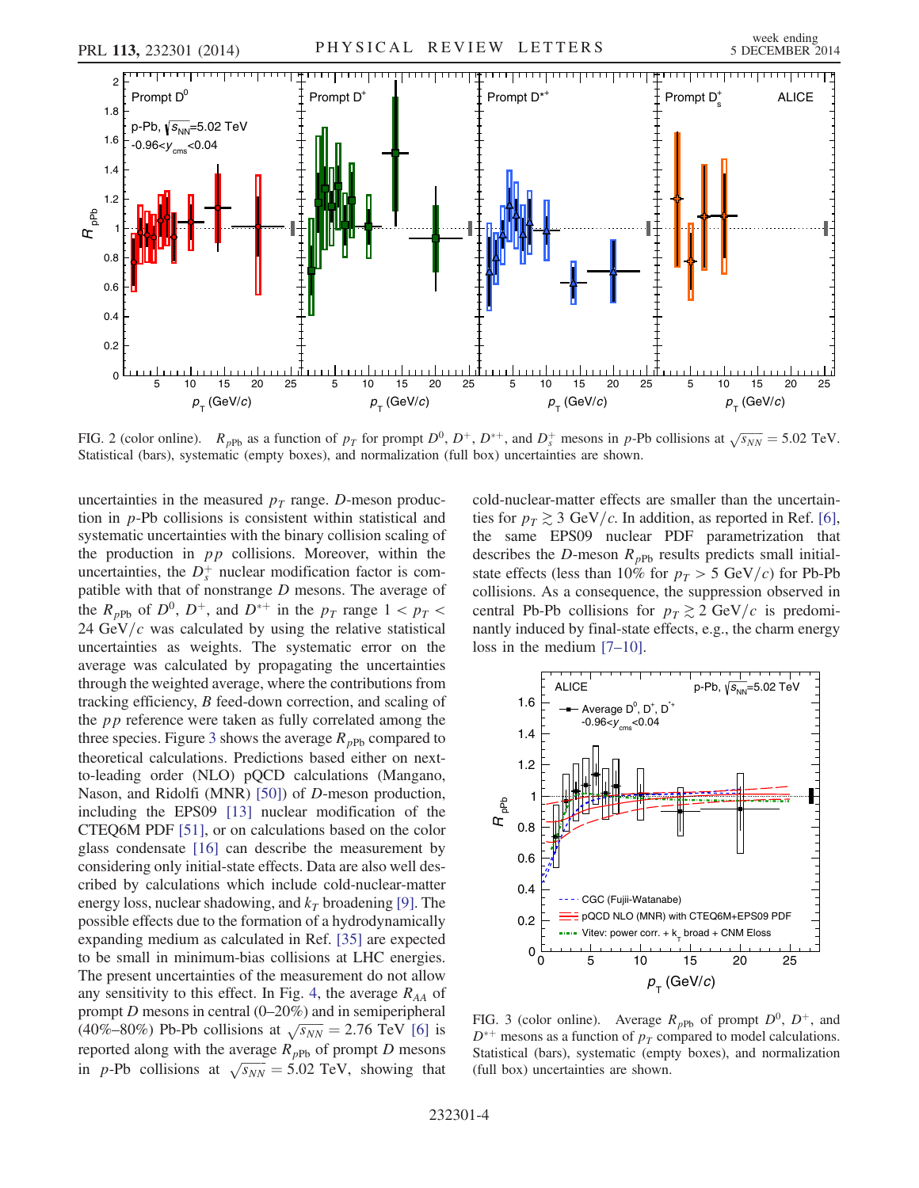FIG. 2 (color online). $R_{p\mathrm{Pb}}$ as a function of $p_T$ for prompt $D^0$, $D^+$, $D^{*+}$, and $D_s^+$ mesons in $p$-Pb collisions at $\sqrt{s_{NN}} = 5.02$ TeV. Statistical (bars), systematic (empty boxes), and normalization (full box) uncertainties are shown.

uncertainties in the measured $p_T$ range. $D$-meson production in $p$-Pb collisions is consistent within statistical and systematic uncertainties with the binary collision scaling of the production in $pp$ collisions. Moreover, within the uncertainties, the $D_s^+$ nuclear modification factor is compatible with that of nonstrange $D$ mesons. The average of the $R_{p\mathrm{Pb}}$ of $D^0$, $D^+$, and $D^{*+}$ in the $p_T$ range $1 < p_T < 24$ GeV/$c$ was calculated by using the relative statistical uncertainties as weights. The systematic error on the average was calculated by propagating the uncertainties through the weighted average, where the contributions from tracking efficiency, $B$ feed-down correction, and scaling of the $pp$ reference were taken as fully correlated among the three species. Figure 3 shows the average $R_{p\mathrm{Pb}}$ compared to theoretical calculations. Predictions based either on next-to-leading order (NLO) pQCD calculations (Mangano, Nason, and Ridolfi (MNR) [50]) of $D$-meson production, including the EPS09 [13] nuclear modification of the CTEQ6M PDF [51], or on calculations based on the color glass condensate [16] can describe the measurement by considering only initial-state effects. Data are also well described by calculations which include cold-nuclear-matter energy loss, nuclear shadowing, and $k_T$ broadening [9]. The possible effects due to the formation of a hydrodynamically expanding medium as calculated in Ref. [35] are expected to be small in minimum-bias collisions at LHC energies. The present uncertainties of the measurement do not allow any sensitivity to this effect. In Fig. 4, the average $R_{AA}$ of prompt $D$ mesons in central (0–20%) and in semiperipheral (40%–80%) Pb-Pb collisions at $\sqrt{s_{NN}} = 2.76$ TeV [6] is reported along with the average $R_{p\mathrm{Pb}}$ of prompt $D$ mesons in $p$-Pb collisions at $\sqrt{s_{NN}} = 5.02$ TeV, showing that cold-nuclear-matter effects are smaller than the uncertainties for $p_T \gtrsim 3$ GeV/$c$. In addition, as reported in Ref. [6], the same EPS09 nuclear PDF parametrization that describes the $D$-meson $R_{p\mathrm{Pb}}$ results predicts small initial-state effects (less than 10% for $p_T > 5$ GeV/$c$) for Pb-Pb collisions. As a consequence, the suppression observed in central Pb-Pb collisions for $p_T \gtrsim 2$ GeV/$c$ is predominantly induced by final-state effects, e.g., the charm energy loss in the medium [7–10].

FIG. 3 (color online). Average $R_{p\mathrm{Pb}}$ of prompt $D^0$, $D^+$, and $D^{*+}$ mesons as a function of $p_T$ compared to model calculations. Statistical (bars), systematic (empty boxes), and normalization (full box) uncertainties are shown.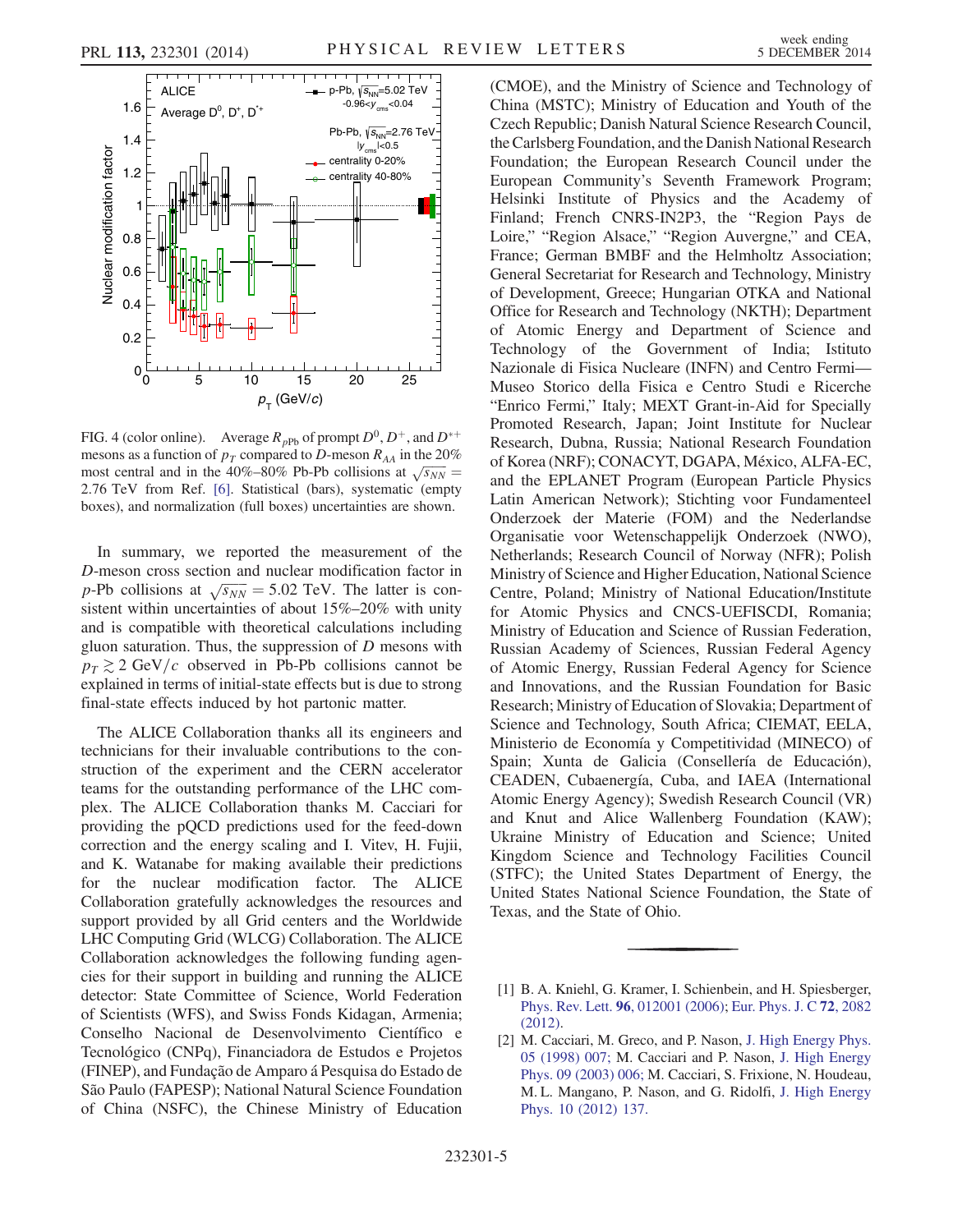FIG. 4 (color online). Average $R_{p\mathrm{Pb}}$ of prompt $D^0$, $D^+$, and $D^{*+}$ mesons as a function of $p_T$ compared to $D$-meson $R_{AA}$ in the 20% most central and in the 40%–80% Pb-Pb collisions at $\sqrt{s_{NN}} = 2.76$ TeV from Ref. [6]. Statistical (bars), systematic (empty boxes), and normalization (full boxes) uncertainties are shown.

In summary, we reported the measurement of the $D$-meson cross section and nuclear modification factor in $p$-Pb collisions at $\sqrt{s_{NN}} = 5.02$ TeV. The latter is consistent within uncertainties of about 15%–20% with unity and is compatible with theoretical calculations including gluon saturation. Thus, the suppression of $D$ mesons with $p_T \gtrsim 2$ GeV/$c$ observed in Pb-Pb collisions cannot be explained in terms of initial-state effects but is due to strong final-state effects induced by hot partonic matter.

The ALICE Collaboration thanks all its engineers and technicians for their invaluable contributions to the construction of the experiment and the CERN accelerator teams for the outstanding performance of the LHC complex. The ALICE Collaboration thanks M. Cacciari for providing the pQCD predictions used for the feed-down correction and the energy scaling and I. Vitev, H. Fujii, and K. Watanabe for making available their predictions for the nuclear modification factor. The ALICE Collaboration gratefully acknowledges the resources and support provided by all Grid centers and the Worldwide LHC Computing Grid (WLCG) Collaboration. The ALICE Collaboration acknowledges the following funding agencies for their support in building and running the ALICE detector: State Committee of Science, World Federation of Scientists (WFS), and Swiss Fonds Kidagan, Armenia; Conselho Nacional de Desenvolvimento Científico e Tecnológico (CNPq), Financiadora de Estudos e Projetos (FINEP), and Fundação de Amparo á Pesquisa do Estado de São Paulo (FAPESP); National Natural Science Foundation of China (NSFC), the Chinese Ministry of Education (CMOE), and the Ministry of Science and Technology of China (MSTC); Ministry of Education and Youth of the Czech Republic; Danish Natural Science Research Council, the Carlsberg Foundation, and the Danish National Research Foundation; the European Research Council under the European Community's Seventh Framework Program; Helsinki Institute of Physics and the Academy of Finland; French CNRS-IN2P3, the "Region Pays de Loire," "Region Alsace," "Region Auvergne," and CEA, France; German BMBF and the Helmholtz Association; General Secretariat for Research and Technology, Ministry of Development, Greece; Hungarian OTKA and National Office for Research and Technology (NKTH); Department of Atomic Energy and Department of Science and Technology of the Government of India; Istituto Nazionale di Fisica Nucleare (INFN) and Centro Fermi—Museo Storico della Fisica e Centro Studi e Ricerche "Enrico Fermi," Italy; MEXT Grant-in-Aid for Specially Promoted Research, Japan; Joint Institute for Nuclear Research, Dubna, Russia; National Research Foundation of Korea (NRF); CONACYT, DGAPA, México, ALFA-EC, and the EPLANET Program (European Particle Physics Latin American Network); Stichting voor Fundamenteel Onderzoek der Materie (FOM) and the Nederlandse Organisatie voor Wetenschappelijk Onderzoek (NWO), Netherlands; Research Council of Norway (NFR); Polish Ministry of Science and Higher Education, National Science Centre, Poland; Ministry of National Education/Institute for Atomic Physics and CNCS-UEFISCDI, Romania; Ministry of Education and Science of Russian Federation, Russian Academy of Sciences, Russian Federal Agency of Atomic Energy, Russian Federal Agency for Science and Innovations, and the Russian Foundation for Basic Research; Ministry of Education of Slovakia; Department of Science and Technology, South Africa; CIEMAT, EELA, Ministerio de Economía y Competitividad (MINECO) of Spain; Xunta de Galicia (Consellería de Educación), CEADEN, Cubaenergía, Cuba, and IAEA (International Atomic Energy Agency); Swedish Research Council (VR) and Knut and Alice Wallenberg Foundation (KAW); Ukraine Ministry of Education and Science; United Kingdom Science and Technology Facilities Council (STFC); the United States Department of Energy, the United States National Science Foundation, the State of Texas, and the State of Ohio.

---

[1] B. A. Kniehl, G. Kramer, I. Schienbein, and H. Spiesberger, Phys. Rev. Lett. **96**, 012001 (2006); Eur. Phys. J. C **72**, 2082 (2012).

[2] M. Cacciari, M. Greco, and P. Nason, J. High Energy Phys. 05 (1998) 007; M. Cacciari and P. Nason, J. High Energy Phys. 09 (2003) 006; M. Cacciari, S. Frixione, N. Houdeau, M. L. Mangano, P. Nason, and G. Ridolfi, J. High Energy Phys. 10 (2012) 137.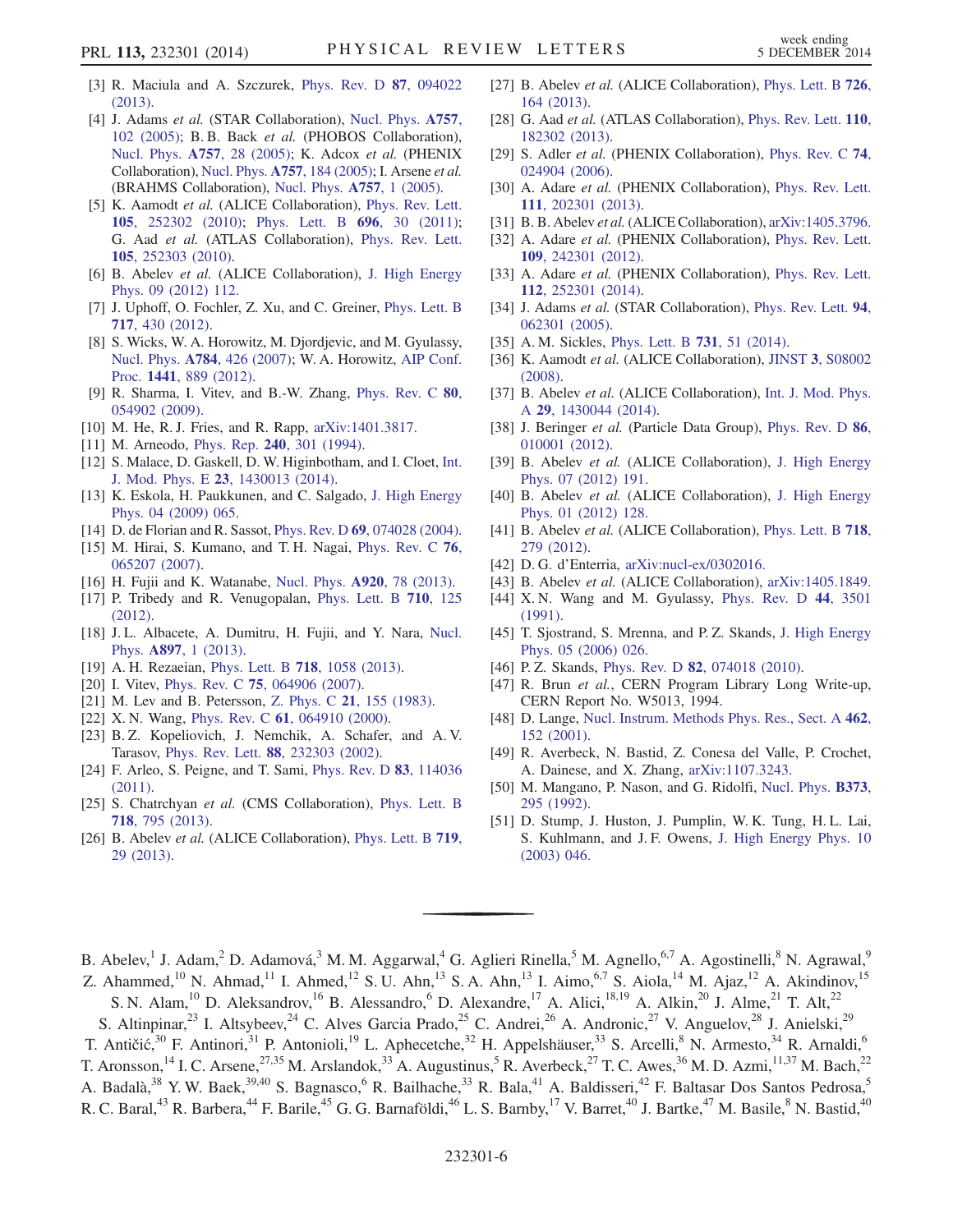[3] R. Maciula and A. Szczurek, Phys. Rev. D **87**, 094022 (2013).

[4] J. Adams *et al.* (STAR Collaboration), Nucl. Phys. **A757**, 102 (2005); B. B. Back *et al.* (PHOBOS Collaboration), Nucl. Phys. **A757**, 28 (2005); K. Adcox *et al.* (PHENIX Collaboration), Nucl. Phys. **A757**, 184 (2005); I. Arsene *et al.* (BRAHMS Collaboration), Nucl. Phys. **A757**, 1 (2005).

[5] K. Aamodt *et al.* (ALICE Collaboration), Phys. Rev. Lett. **105**, 252302 (2010); Phys. Lett. B **696**, 30 (2011); G. Aad *et al.* (ATLAS Collaboration), Phys. Rev. Lett. **105**, 252303 (2010).

[6] B. Abelev *et al.* (ALICE Collaboration), J. High Energy Phys. 09 (2012) 112.

[7] J. Uphoff, O. Fochler, Z. Xu, and C. Greiner, Phys. Lett. B **717**, 430 (2012).

[8] S. Wicks, W. A. Horowitz, M. Djordjevic, and M. Gyulassy, Nucl. Phys. **A784**, 426 (2007); W. A. Horowitz, AIP Conf. Proc. **1441**, 889 (2012).

[9] R. Sharma, I. Vitev, and B.-W. Zhang, Phys. Rev. C **80**, 054902 (2009).

[10] M. He, R. J. Fries, and R. Rapp, arXiv:1401.3817.

[11] M. Arneodo, Phys. Rep. **240**, 301 (1994).

[12] S. Malace, D. Gaskell, D. W. Higinbotham, and I. Cloet, Int. J. Mod. Phys. E **23**, 1430013 (2014).

[13] K. Eskola, H. Paukkunen, and C. Salgado, J. High Energy Phys. 04 (2009) 065.

[14] D. de Florian and R. Sassot, Phys. Rev. D **69**, 074028 (2004).

[15] M. Hirai, S. Kumano, and T. H. Nagai, Phys. Rev. C **76**, 065207 (2007).

[16] H. Fujii and K. Watanabe, Nucl. Phys. **A920**, 78 (2013).

[17] P. Tribedy and R. Venugopalan, Phys. Lett. B **710**, 125 (2012).

[18] J. L. Albacete, A. Dumitru, H. Fujii, and Y. Nara, Nucl. Phys. **A897**, 1 (2013).

[19] A. H. Rezaeian, Phys. Lett. B **718**, 1058 (2013).

[20] I. Vitev, Phys. Rev. C **75**, 064906 (2007).

[21] M. Lev and B. Petersson, Z. Phys. C **21**, 155 (1983).

[22] X. N. Wang, Phys. Rev. C **61**, 064910 (2000).

[23] B. Z. Kopeliovich, J. Nemchik, A. Schafer, and A. V. Tarasov, Phys. Rev. Lett. **88**, 232303 (2002).

[24] F. Arleo, S. Peigne, and T. Sami, Phys. Rev. D **83**, 114036 (2011).

[25] S. Chatrchyan *et al.* (CMS Collaboration), Phys. Lett. B **718**, 795 (2013).

[26] B. Abelev *et al.* (ALICE Collaboration), Phys. Lett. B **719**, 29 (2013).

[27] B. Abelev *et al.* (ALICE Collaboration), Phys. Lett. B **726**, 164 (2013).

[28] G. Aad *et al.* (ATLAS Collaboration), Phys. Rev. Lett. **110**, 182302 (2013).

[29] S. Adler *et al.* (PHENIX Collaboration), Phys. Rev. C **74**, 024904 (2006).

[30] A. Adare *et al.* (PHENIX Collaboration), Phys. Rev. Lett. **111**, 202301 (2013).

[31] B. B. Abelev *et al.* (ALICE Collaboration), arXiv:1405.3796.

[32] A. Adare *et al.* (PHENIX Collaboration), Phys. Rev. Lett. **109**, 242301 (2012).

[33] A. Adare *et al.* (PHENIX Collaboration), Phys. Rev. Lett. **112**, 252301 (2014).

[34] J. Adams *et al.* (STAR Collaboration), Phys. Rev. Lett. **94**, 062301 (2005).

[35] A. M. Sickles, Phys. Lett. B **731**, 51 (2014).

[36] K. Aamodt *et al.* (ALICE Collaboration), JINST **3**, S08002 (2008).

[37] B. Abelev *et al.* (ALICE Collaboration), Int. J. Mod. Phys. A **29**, 1430044 (2014).

[38] J. Beringer *et al.* (Particle Data Group), Phys. Rev. D **86**, 010001 (2012).

[39] B. Abelev *et al.* (ALICE Collaboration), J. High Energy Phys. 07 (2012) 191.

[40] B. Abelev *et al.* (ALICE Collaboration), J. High Energy Phys. 01 (2012) 128.

[41] B. Abelev *et al.* (ALICE Collaboration), Phys. Lett. B **718**, 279 (2012).

[42] D. G. d'Enterria, arXiv:nucl-ex/0302016.

[43] B. Abelev *et al.* (ALICE Collaboration), arXiv:1405.1849.

[44] X. N. Wang and M. Gyulassy, Phys. Rev. D **44**, 3501 (1991).

[45] T. Sjostrand, S. Mrenna, and P. Z. Skands, J. High Energy Phys. 05 (2006) 026.

[46] P. Z. Skands, Phys. Rev. D **82**, 074018 (2010).

[47] R. Brun *et al.*, CERN Program Library Long Write-up, CERN Report No. W5013, 1994.

[48] D. Lange, Nucl. Instrum. Methods Phys. Res., Sect. A **462**, 152 (2001).

[49] R. Averbeck, N. Bastid, Z. Conesa del Valle, P. Crochet, A. Dainese, and X. Zhang, arXiv:1107.3243.

[50] M. Mangano, P. Nason, and G. Ridolfi, Nucl. Phys. **B373**, 295 (1992).

[51] D. Stump, J. Huston, J. Pumplin, W. K. Tung, H. L. Lai, S. Kuhlmann, and J. F. Owens, J. High Energy Phys. 10 (2003) 046.

---

B. Abelev,[1] J. Adam,[2] D. Adamová,[3] M. M. Aggarwal,[4] G. Aglieri Rinella,[5] M. Agnello,[6,7] A. Agostinelli,[8] N. Agrawal,[9] Z. Ahammed,[10] N. Ahmad,[11] I. Ahmed,[12] S. U. Ahn,[13] S. A. Ahn,[13] I. Aimo,[6,7] S. Aiola,[14] M. Ajaz,[12] A. Akindinov,[15] S. N. Alam,[10] D. Aleksandrov,[16] B. Alessandro,[6] D. Alexandre,[17] A. Alici,[18,19] A. Alkin,[20] J. Alme,[21] T. Alt,[22] S. Altinpinar,[23] I. Altsybeev,[24] C. Alves Garcia Prado,[25] C. Andrei,[26] A. Andronic,[27] V. Anguelov,[28] J. Anielski,[29] T. Antičić,[30] F. Antinori,[31] P. Antonioli,[19] L. Aphecetche,[32] H. Appelshäuser,[33] S. Arcelli,[8] N. Armesto,[34] R. Arnaldi,[6] T. Aronsson,[14] I. C. Arsene,[27,35] M. Arslandok,[33] A. Augustinus,[5] R. Averbeck,[27] T. C. Awes,[36] M. D. Azmi,[11,37] M. Bach,[22] A. Badalà,[38] Y. W. Baek,[39,40] S. Bagnasco,[6] R. Bailhache,[33] R. Bala,[41] A. Baldisseri,[42] F. Baltasar Dos Santos Pedrosa,[5] R. C. Baral,[43] R. Barbera,[44] F. Barile,[45] G. G. Barnaföldi,[46] L. S. Barnby,[17] V. Barret,[40] J. Bartke,[47] M. Basile,[8] N. Bastid,[40]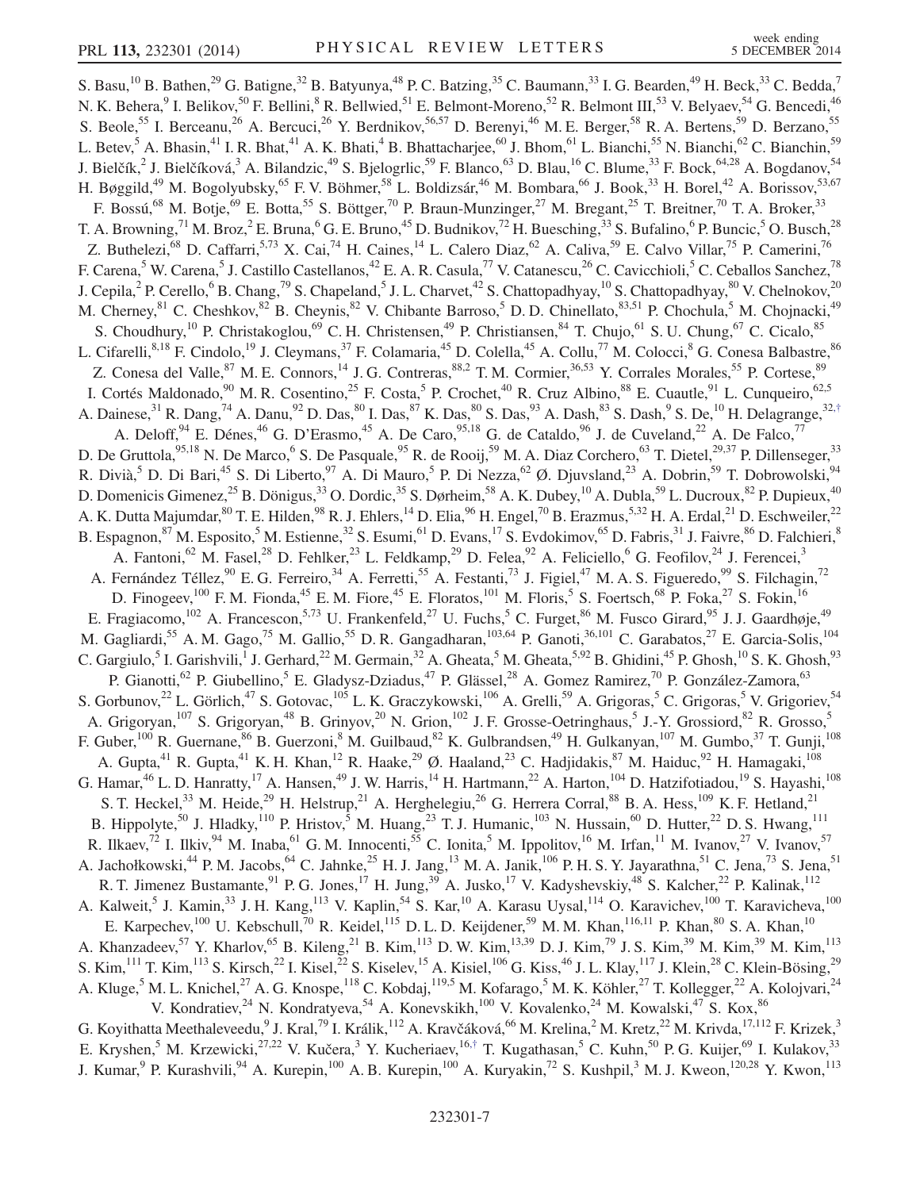S. Basu,[10] B. Bathen,[29] G. Batigne,[32] B. Batyunya,[48] P. C. Batzing,[35] C. Baumann,[33] I. G. Bearden,[49] H. Beck,[33] C. Bedda,[7] N. K. Behera,[9] I. Belikov,[50] F. Bellini,[8] R. Bellwied,[51] E. Belmont-Moreno,[52] R. Belmont III,[53] V. Belyaev,[54] G. Bencedi,[46] S. Beole,[55] I. Berceanu,[26] A. Bercuci,[26] Y. Berdnikov,[56,57] D. Berenyi,[46] M. E. Berger,[58] R. A. Bertens,[59] D. Berzano,[55] L. Betev,[5] A. Bhasin,[41] I. R. Bhat,[41] A. K. Bhati,[4] B. Bhattacharjee,[60] J. Bhom,[61] L. Bianchi,[55] N. Bianchi,[62] C. Bianchin,[59] J. Bielčík,[2] J. Bielčíková,[3] A. Bilandzic,[49] S. Bjelogrlic,[59] F. Blanco,[63] D. Blau,[16] C. Blume,[33] F. Bock,[64,28] A. Bogdanov,[54] H. Bøggild,[49] M. Bogolyubsky,[65] F. V. Böhmer,[58] L. Boldizsár,[46] M. Bombara,[66] J. Book,[33] H. Borel,[42] A. Borissov,[53,67] F. Bossú,[68] M. Botje,[69] E. Botta,[55] S. Böttger,[70] P. Braun-Munzinger,[27] M. Bregant,[25] T. Breitner,[70] T. A. Broker,[33] T. A. Browning,[71] M. Broz,[2] E. Bruna,[6] G. E. Bruno,[45] D. Budnikov,[72] H. Buesching,[33] S. Bufalino,[6] P. Buncic,[5] O. Busch,[28] Z. Buthelezi,[68] D. Caffarri,[5,73] X. Cai,[74] H. Caines,[14] L. Calero Diaz,[62] A. Caliva,[59] E. Calvo Villar,[75] P. Camerini,[76] F. Carena,[5] W. Carena,[5] J. Castillo Castellanos,[42] E. A. R. Casula,[77] V. Catanescu,[26] C. Cavicchioli,[5] C. Ceballos Sanchez,[78] J. Cepila,[2] P. Cerello,[6] B. Chang,[79] S. Chapeland,[5] J. L. Charvet,[42] S. Chattopadhyay,[10] S. Chattopadhyay,[80] V. Chelnokov,[20] M. Cherney,[81] C. Cheshkov,[82] B. Cheynis,[82] V. Chibante Barroso,[5] D. D. Chinellato,[83,51] P. Chochula,[5] M. Chojnacki,[49] S. Choudhury,[10] P. Christakoglou,[69] C. H. Christensen,[49] P. Christiansen,[84] T. Chujo,[61] S. U. Chung,[67] C. Cicalo,[85] L. Cifarelli,[8,18] F. Cindolo,[19] J. Cleymans,[37] F. Colamaria,[45] D. Colella,[45] A. Collu,[77] M. Colocci,[8] G. Conesa Balbastre,[86] Z. Conesa del Valle,[87] M. E. Connors,[14] J. G. Contreras,[88,2] T. M. Cormier,[36,53] Y. Corrales Morales,[55] P. Cortese,[89] I. Cortés Maldonado,[90] M. R. Cosentino,[25] F. Costa,[5] P. Crochet,[40] R. Cruz Albino,[88] E. Cuautle,[91] L. Cunqueiro,[62,5] A. Dainese,[31] R. Dang,[74] A. Danu,[92] D. Das,[80] I. Das,[87] K. Das,[80] S. Das,[93] A. Dash,[83] S. Dash,[9] S. De,[10] H. Delagrange,[32,†] A. Deloff,[94] E. Dénes,[46] G. D'Erasmo,[45] A. De Caro,[95,18] G. de Cataldo,[96] J. de Cuveland,[22] A. De Falco,[77] D. De Gruttola,[95,18] N. De Marco,[6] S. De Pasquale,[95] R. de Rooij,[59] M. A. Diaz Corchero,[63] T. Dietel,[29,37] P. Dillenseger,[33] R. Divià,[5] D. Di Bari,[45] S. Di Liberto,[97] A. Di Mauro,[5] P. Di Nezza,[62] Ø. Djuvsland,[23] A. Dobrin,[59] T. Dobrowolski,[94] D. Domenicis Gimenez,[25] B. Dönigus,[33] O. Dordic,[35] S. Dørheim,[58] A. K. Dubey,[10] A. Dubla,[59] L. Ducroux,[82] P. Dupieux,[40] A. K. Dutta Majumdar,[80] T. E. Hilden,[98] R. J. Ehlers,[14] D. Elia,[96] H. Engel,[70] B. Erazmus,[5,32] H. A. Erdal,[21] D. Eschweiler,[22] B. Espagnon,[87] M. Esposito,[5] M. Estienne,[32] S. Esumi,[61] D. Evans,[17] S. Evdokimov,[65] D. Fabris,[31] J. Faivre,[86] D. Falchieri,[8] A. Fantoni,[62] M. Fasel,[28] D. Fehlker,[23] L. Feldkamp,[29] D. Felea,[92] A. Feliciello,[6] G. Feofilov,[24] J. Ferencei,[3] A. Fernández Téllez,[90] E. G. Ferreiro,[34] A. Ferretti,[55] A. Festanti,[73] J. Figiel,[47] M. A. S. Figueredo,[99] S. Filchagin,[72] D. Finogeev,[100] F. M. Fionda,[45] E. M. Fiore,[45] E. Floratos,[101] M. Floris,[5] S. Foertsch,[68] P. Foka,[27] S. Fokin,[16] E. Fragiacomo,[102] A. Francescon,[5,73] U. Frankenfeld,[27] U. Fuchs,[5] C. Furget,[86] M. Fusco Girard,[95] J. J. Gaardhøje,[49] M. Gagliardi,[55] A. M. Gago,[75] M. Gallio,[55] D. R. Gangadharan,[103,64] P. Ganoti,[36,101] C. Garabatos,[27] E. Garcia-Solis,[104] C. Gargiulo,[5] I. Garishvili,[1] J. Gerhard,[22] M. Germain,[32] A. Gheata,[5] M. Gheata,[5,92] B. Ghidini,[45] P. Ghosh,[10] S. K. Ghosh,[93] P. Gianotti,[62] P. Giubellino,[5] E. Gladysz-Dziadus,[47] P. Glässel,[28] A. Gomez Ramirez,[70] P. González-Zamora,[63] S. Gorbunov,[22] L. Görlich,[47] S. Gotovac,[105] L. K. Graczykowski,[106] A. Grelli,[59] A. Grigoras,[5] C. Grigoras,[5] V. Grigoriev,[54] A. Grigoryan,[107] S. Grigoryan,[48] B. Grinyov,[20] N. Grion,[102] J. F. Grosse-Oetringhaus,[5] J.-Y. Grossiord,[82] R. Grosso,[5] F. Guber,[100] R. Guernane,[86] B. Guerzoni,[8] M. Guilbaud,[82] K. Gulbrandsen,[49] H. Gulkanyan,[107] M. Gumbo,[37] T. Gunji,[108] A. Gupta,[41] R. Gupta,[41] K. H. Khan,[12] R. Haake,[29] Ø. Haaland,[23] C. Hadjidakis,[87] M. Haiduc,[92] H. Hamagaki,[108] G. Hamar,[46] L. D. Hanratty,[17] A. Hansen,[49] J. W. Harris,[14] H. Hartmann,[22] A. Harton,[104] D. Hatzifotiadou,[19] S. Hayashi,[108] S. T. Heckel,[33] M. Heide,[29] H. Helstrup,[21] A. Herghelegiu,[26] G. Herrera Corral,[88] B. A. Hess,[109] K. F. Hetland,[21] B. Hippolyte,[50] J. Hladky,[110] P. Hristov,[5] M. Huang,[23] T. J. Humanic,[103] N. Hussain,[60] D. Hutter,[22] D. S. Hwang,[111] R. Ilkaev,[72] I. Ilkiv,[94] M. Inaba,[61] G. M. Innocenti,[55] C. Ionita,[5] M. Ippolitov,[16] M. Irfan,[11] M. Ivanov,[27] V. Ivanov,[57] A. Jachołkowski,[44] P. M. Jacobs,[64] C. Jahnke,[25] H. J. Jang,[13] M. A. Janik,[106] P. H. S. Y. Jayarathna,[51] C. Jena,[73] S. Jena,[51] R. T. Jimenez Bustamante,[91] P. G. Jones,[17] H. Jung,[39] A. Jusko,[17] V. Kadyshevskiy,[48] S. Kalcher,[22] P. Kalinak,[112] A. Kalweit,[5] J. Kamin,[33] J. H. Kang,[113] V. Kaplin,[54] S. Kar,[10] A. Karasu Uysal,[114] O. Karavichev,[100] T. Karavicheva,[100] E. Karpechev,[100] U. Kebschull,[70] R. Keidel,[115] D. L. D. Keijdener,[59] M. M. Khan,[116,11] P. Khan,[80] S. A. Khan,[10] A. Khanzadeev,[57] Y. Kharlov,[65] B. Kileng,[21] B. Kim,[113] D. W. Kim,[13,39] D. J. Kim,[79] J. S. Kim,[39] M. Kim,[39] M. Kim,[113] S. Kim,[111] T. Kim,[113] S. Kirsch,[22] I. Kisel,[22] S. Kiselev,[15] A. Kisiel,[106] G. Kiss,[46] J. L. Klay,[117] J. Klein,[28] C. Klein-Bösing,[29] A. Kluge,[5] M. L. Knichel,[27] A. G. Knospe,[118] C. Kobdaj,[119,5] M. Kofarago,[5] M. K. Köhler,[27] T. Kollegger,[22] A. Kolojvari,[24] V. Kondratiev,[24] N. Kondratyeva,[54] A. Konevskikh,[100] V. Kovalenko,[24] M. Kowalski,[47] S. Kox,[86] G. Koyithatta Meethaleveedu,[9] J. Kral,[79] I. Králik,[112] A. Kravčáková,[66] M. Krelina,[2] M. Kretz,[22] M. Krivda,[17,112] F. Krizek,[3] E. Kryshen,[5] M. Krzewicki,[27,22] V. Kučera,[3] Y. Kucheriaev,[16,†] T. Kugathasan,[5] C. Kuhn,[50] P. G. Kuijer,[69] I. Kulakov,[33] J. Kumar,[9] P. Kurashvili,[94] A. Kurepin,[100] A. B. Kurepin,[100] A. Kuryakin,[72] S. Kushpil,[3] M. J. Kweon,[120,28] Y. Kwon,[113]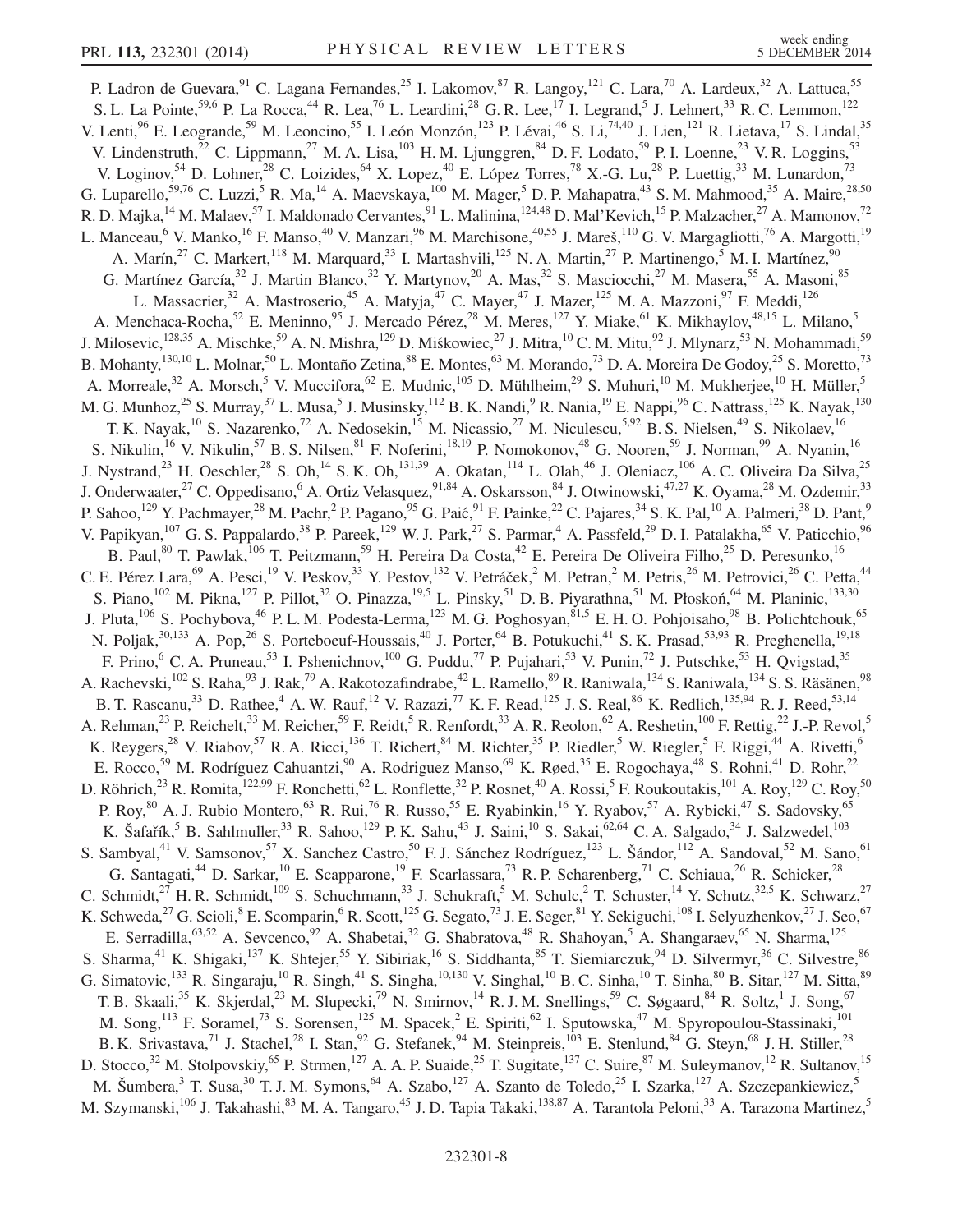P. Ladron de Guevara,[91] C. Lagana Fernandes,[25] I. Lakomov,[87] R. Langoy,[121] C. Lara,[70] A. Lardeux,[32] A. Lattuca,[55] S. L. La Pointe,[59,6] P. La Rocca,[44] R. Lea,[76] L. Leardini,[28] G. R. Lee,[17] I. Legrand,[5] J. Lehnert,[33] R. C. Lemmon,[122] V. Lenti,[96] E. Leogrande,[59] M. Leoncino,[55] I. León Monzón,[123] P. Lévai,[46] S. Li,[74,40] J. Lien,[121] R. Lietava,[17] S. Lindal,[35] V. Lindenstruth,[22] C. Lippmann,[27] M. A. Lisa,[103] H. M. Ljunggren,[84] D. F. Lodato,[59] P. I. Loenne,[23] V. R. Loggins,[53] V. Loginov,[54] D. Lohner,[28] C. Loizides,[64] X. Lopez,[40] E. López Torres,[78] X.-G. Lu,[28] P. Luettig,[33] M. Lunardon,[73] G. Luparello,[59,76] C. Luzzi,[5] R. Ma,[14] A. Maevskaya,[100] M. Mager,[5] D. P. Mahapatra,[43] S. M. Mahmood,[35] A. Maire,[28,50] R. D. Majka,[14] M. Malaev,[57] I. Maldonado Cervantes,[91] L. Malinina,[124,48] D. Mal'Kevich,[15] P. Malzacher,[27] A. Mamonov,[72] L. Manceau,[6] V. Manko,[16] F. Manso,[40] V. Manzari,[96] M. Marchisone,[40,55] J. Mareš,[110] G. V. Margagliotti,[76] A. Margotti,[19] A. Marín,[27] C. Markert,[118] M. Marquard,[33] I. Martashvili,[125] N. A. Martin,[27] P. Martinengo,[5] M. I. Martínez,[90] G. Martínez García,[32] J. Martin Blanco,[32] Y. Martynov,[20] A. Mas,[32] S. Masciocchi,[27] M. Masera,[55] A. Masoni,[85] L. Massacrier,[32] A. Mastroserio,[45] A. Matyja,[47] C. Mayer,[47] J. Mazer,[125] M. A. Mazzoni,[97] F. Meddi,[126] A. Menchaca-Rocha,[52] E. Meninno,[95] J. Mercado Pérez,[28] M. Meres,[127] Y. Miake,[61] K. Mikhaylov,[48,15] L. Milano,[5] J. Milosevic,[128,35] A. Mischke,[59] A. N. Mishra,[129] D. Miśkowiec,[27] J. Mitra,[10] C. M. Mitu,[92] J. Mlynarz,[53] N. Mohammadi,[59] B. Mohanty,[130,10] L. Molnar,[50] L. Montaño Zetina,[88] E. Montes,[63] M. Morando,[73] D. A. Moreira De Godoy,[25] S. Moretto,[73] A. Morreale,[32] A. Morsch,[5] V. Muccifora,[62] E. Mudnic,[105] D. Mühlheim,[29] S. Muhuri,[10] M. Mukherjee,[10] H. Müller,[5] M. G. Munhoz,[25] S. Murray,[37] L. Musa,[5] J. Musinsky,[112] B. K. Nandi,[9] R. Nania,[19] E. Nappi,[96] C. Nattrass,[125] K. Nayak,[130] T. K. Nayak,[10] S. Nazarenko,[72] A. Nedosekin,[15] M. Nicassio,[27] M. Niculescu,[5,92] B. S. Nielsen,[49] S. Nikolaev,[16] S. Nikulin,[16] V. Nikulin,[57] B. S. Nilsen,[81] F. Noferini,[18,19] P. Nomokonov,[48] G. Nooren,[59] J. Norman,[99] A. Nyanin,[16] J. Nystrand,[23] H. Oeschler,[28] S. Oh,[14] S. K. Oh,[131,39] A. Okatan,[114] L. Olah,[46] J. Oleniacz,[106] A. C. Oliveira Da Silva,[25] J. Onderwaater,[27] C. Oppedisano,[6] A. Ortiz Velasquez,[91,84] A. Oskarsson,[84] J. Otwinowski,[47,27] K. Oyama,[28] M. Ozdemir,[33] P. Sahoo,[129] Y. Pachmayer,[28] M. Pachr,[2] P. Pagano,[95] G. Paić,[91] F. Painke,[22] C. Pajares,[34] S. K. Pal,[10] A. Palmeri,[38] D. Pant,[9] V. Papikyan,[107] G. S. Pappalardo,[38] P. Pareek,[129] W. J. Park,[27] S. Parmar,[4] A. Passfeld,[29] D. I. Patalakha,[65] V. Paticchio,[96] B. Paul,[80] T. Pawlak,[106] T. Peitzmann,[59] H. Pereira Da Costa,[42] E. Pereira De Oliveira Filho,[25] D. Peresunko,[16] C. E. Pérez Lara,[69] A. Pesci,[19] V. Peskov,[33] Y. Pestov,[132] V. Petráček,[2] M. Petran,[2] M. Petris,[26] M. Petrovici,[26] C. Petta,[44] S. Piano,[102] M. Pikna,[127] P. Pillot,[32] O. Pinazza,[19,5] L. Pinsky,[51] D. B. Piyarathna,[51] M. Płoskoń,[64] M. Planinic,[133,30] J. Pluta,[106] S. Pochybova,[46] P. L. M. Podesta-Lerma,[123] M. G. Poghosyan,[81,5] E. H. O. Pohjoisaho,[98] B. Polichtchouk,[65] N. Poljak,[30,133] A. Pop,[26] S. Porteboeuf-Houssais,[40] J. Porter,[64] B. Potukuchi,[41] S. K. Prasad,[53,93] R. Preghenella,[19,18] F. Prino,[6] C. A. Pruneau,[53] I. Pshenichnov,[100] G. Puddu,[77] P. Pujahari,[53] V. Punin,[72] J. Putschke,[53] H. Qvigstad,[35] A. Rachevski,[102] S. Raha,[93] J. Rak,[79] A. Rakotozafindrabe,[42] L. Ramello,[89] R. Raniwala,[134] S. Raniwala,[134] S. S. Räsänen,[98] B. T. Rascanu,[33] D. Rathee,[4] A. W. Rauf,[12] V. Razazi,[77] K. F. Read,[125] J. S. Real,[86] K. Redlich,[135,94] R. J. Reed,[53,14] A. Rehman,[23] P. Reichelt,[33] M. Reicher,[59] F. Reidt,[5] R. Renfordt,[33] A. R. Reolon,[62] A. Reshetin,[100] F. Rettig,[22] J.-P. Revol,[5] K. Reygers,[28] V. Riabov,[57] R. A. Ricci,[136] T. Richert,[84] M. Richter,[35] P. Riedler,[5] W. Riegler,[5] F. Riggi,[44] A. Rivetti,[6] E. Rocco,[59] M. Rodríguez Cahuantzi,[90] A. Rodriguez Manso,[69] K. Røed,[35] E. Rogochaya,[48] S. Rohni,[41] D. Rohr,[22] D. Röhrich,[23] R. Romita,[122,99] F. Ronchetti,[62] L. Ronflette,[32] P. Rosnet,[40] A. Rossi,[5] F. Roukoutakis,[101] A. Roy,[129] C. Roy,[50] P. Roy,[80] A. J. Rubio Montero,[63] R. Rui,[76] R. Russo,[55] E. Ryabinkin,[16] Y. Ryabov,[57] A. Rybicki,[47] S. Sadovsky,[65] K. Šafařík,[5] B. Sahlmuller,[33] R. Sahoo,[129] P. K. Sahu,[43] J. Saini,[10] S. Sakai,[62,64] C. A. Salgado,[34] J. Salzwedel,[103] S. Sambyal,[41] V. Samsonov,[57] X. Sanchez Castro,[50] F. J. Sánchez Rodríguez,[123] L. Šándor,[112] A. Sandoval,[52] M. Sano,[61] G. Santagati,[44] D. Sarkar,[10] E. Scapparone,[19] F. Scarlassara,[73] R. P. Scharenberg,[71] C. Schiaua,[26] R. Schicker,[28] C. Schmidt,[27] H. R. Schmidt,[109] S. Schuchmann,[33] J. Schukraft,[5] M. Schulc,[2] T. Schuster,[14] Y. Schutz,[32,5] K. Schwarz,[27] K. Schweda,[27] G. Scioli,[8] E. Scomparin,[6] R. Scott,[125] G. Segato,[73] J. E. Seger,[81] Y. Sekiguchi,[108] I. Selyuzhenkov,[27] J. Seo,[67] E. Serradilla,[63,52] A. Sevcenco,[92] A. Shabetai,[32] G. Shabratova,[48] R. Shahoyan,[5] A. Shangaraev,[65] N. Sharma,[125] S. Sharma,[41] K. Shigaki,[137] K. Shtejer,[55] Y. Sibiriak,[16] S. Siddhanta,[85] T. Siemiarczuk,[94] D. Silvermyr,[36] C. Silvestre,[86] G. Simatovic,[133] R. Singaraju,[10] R. Singh,[41] S. Singha,[10,130] V. Singhal,[10] B. C. Sinha,[10] T. Sinha,[80] B. Sitar,[127] M. Sitta,[89] T. B. Skaali,[35] K. Skjerdal,[23] M. Slupecki,[79] N. Smirnov,[14] R. J. M. Snellings,[59] C. Søgaard,[84] R. Soltz,[1] J. Song,[67] M. Song,[113] F. Soramel,[73] S. Sorensen,[125] M. Spacek,[2] E. Spiriti,[62] I. Sputowska,[47] M. Spyropoulou-Stassinaki,[101] B. K. Srivastava,[71] J. Stachel,[28] I. Stan,[92] G. Stefanek,[94] M. Steinpreis,[103] E. Stenlund,[84] G. Steyn,[68] J. H. Stiller,[28] D. Stocco,[32] M. Stolpovskiy,[65] P. Strmen,[127] A. A. P. Suaide,[25] T. Sugitate,[137] C. Suire,[87] M. Suleymanov,[12] R. Sultanov,[15] M. Šumbera,[3] T. Susa,[30] T. J. M. Symons,[64] A. Szabo,[127] A. Szanto de Toledo,[25] I. Szarka,[127] A. Szczepankiewicz,[5] M. Szymanski,[106] J. Takahashi,[83] M. A. Tangaro,[45] J. D. Tapia Takaki,[138,87] A. Tarantola Peloni,[33] A. Tarazona Martinez,[5]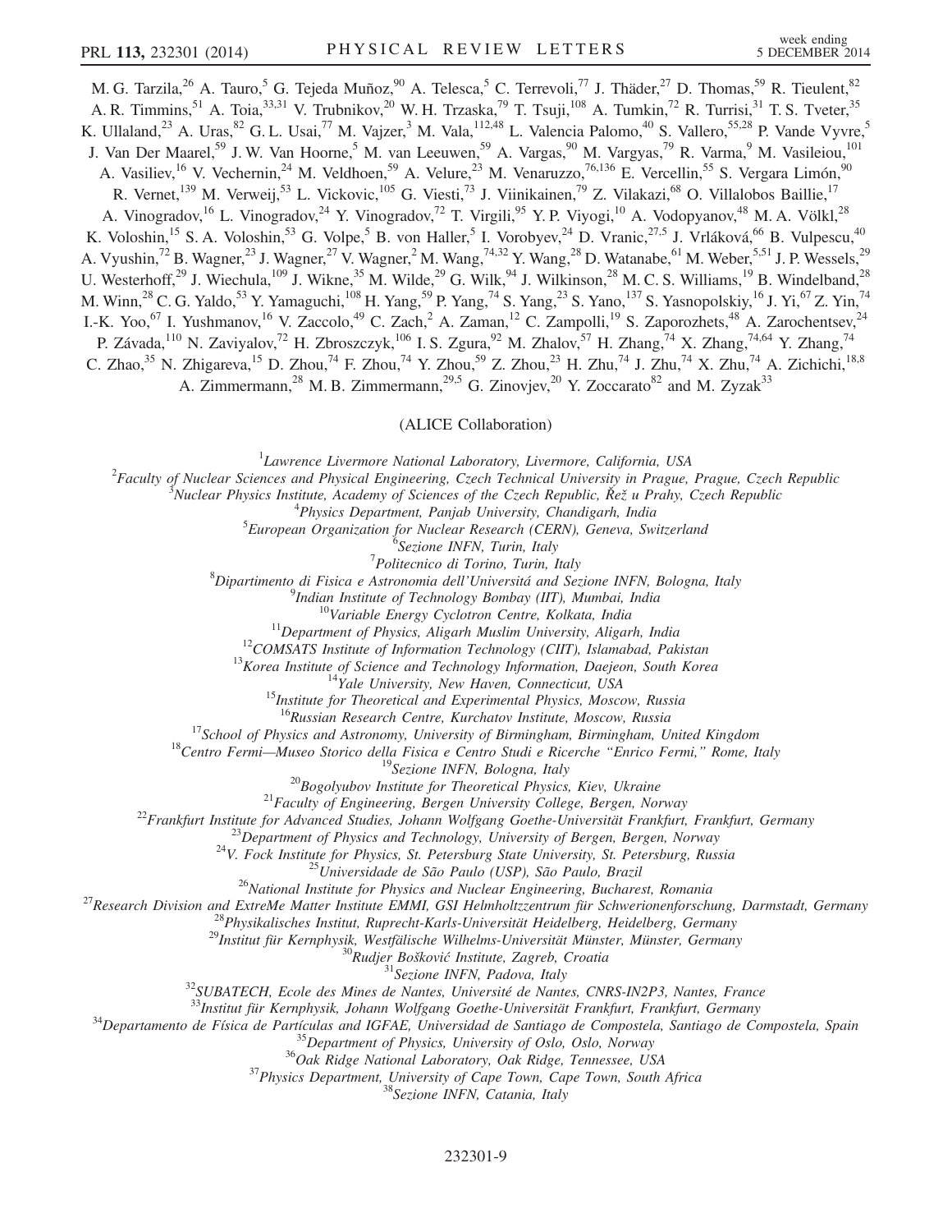M. G. Tarzila,[26] A. Tauro,[5] G. Tejeda Muñoz,[90] A. Telesca,[5] C. Terrevoli,[77] J. Thäder,[27] D. Thomas,[59] R. Tieulent,[82] A. R. Timmins,[51] A. Toia,[33,31] V. Trubnikov,[20] W. H. Trzaska,[79] T. Tsuji,[108] A. Tumkin,[72] R. Turrisi,[31] T. S. Tveter,[35] K. Ullaland,[23] A. Uras,[82] G. L. Usai,[77] M. Vajzer,[3] M. Vala,[112,48] L. Valencia Palomo,[40] S. Vallero,[55,28] P. Vande Vyvre,[5] J. Van Der Maarel,[59] J. W. Van Hoorne,[5] M. van Leeuwen,[59] A. Vargas,[90] M. Vargyas,[79] R. Varma,[9] M. Vasileiou,[101] A. Vasiliev,[16] V. Vechernin,[24] M. Veldhoen,[59] A. Velure,[23] M. Venaruzzo,[76,136] E. Vercellin,[55] S. Vergara Limón,[90] R. Vernet,[139] M. Verweij,[53] L. Vickovic,[105] G. Viesti,[73] J. Viinikainen,[79] Z. Vilakazi,[68] O. Villalobos Baillie,[17] A. Vinogradov,[16] L. Vinogradov,[24] Y. Vinogradov,[72] T. Virgili,[95] Y. P. Viyogi,[10] A. Vodopyanov,[48] M. A. Völkl,[28] K. Voloshin,[15] S. A. Voloshin,[53] G. Volpe,[5] B. von Haller,[5] I. Vorobyev,[24] D. Vranic,[27,5] J. Vrláková,[66] B. Vulpescu,[40] A. Vyushin,[72] B. Wagner,[23] J. Wagner,[27] V. Wagner,[2] M. Wang,[74,32] Y. Wang,[28] D. Watanabe,[61] M. Weber,[5,51] J. P. Wessels,[29] U. Westerhoff,[29] J. Wiechula,[109] J. Wikne,[35] M. Wilde,[29] G. Wilk,[94] J. Wilkinson,[28] M. C. S. Williams,[19] B. Windelband,[28] M. Winn,[28] C. G. Yaldo,[53] Y. Yamaguchi,[108] H. Yang,[59] P. Yang,[74] S. Yang,[23] S. Yano,[137] S. Yasnopolskiy,[16] J. Yi,[67] Z. Yin,[74] I.-K. Yoo,[67] I. Yushmanov,[16] V. Zaccolo,[49] C. Zach,[2] A. Zaman,[12] C. Zampolli,[19] S. Zaporozhets,[48] A. Zarochentsev,[24] P. Závada,[110] N. Zaviyalov,[72] H. Zbroszczyk,[106] I. S. Zgura,[92] M. Zhalov,[57] H. Zhang,[74] X. Zhang,[74,64] Y. Zhang,[74] C. Zhao,[35] N. Zhigareva,[15] D. Zhou,[74] F. Zhou,[74] Y. Zhou,[59] Z. Zhou,[23] H. Zhu,[74] J. Zhu,[74] X. Zhu,[74] A. Zichichi,[18,8] A. Zimmermann,[28] M. B. Zimmermann,[29,5] G. Zinovjev,[20] Y. Zoccarato[82] and M. Zyzak[33]

(ALICE Collaboration)

[1] *Lawrence Livermore National Laboratory, Livermore, California, USA*

[2] *Faculty of Nuclear Sciences and Physical Engineering, Czech Technical University in Prague, Prague, Czech Republic*

[3] *Nuclear Physics Institute, Academy of Sciences of the Czech Republic, Řež u Prahy, Czech Republic*

[4] *Physics Department, Panjab University, Chandigarh, India*

[5] *European Organization for Nuclear Research (CERN), Geneva, Switzerland*

[6] *Sezione INFN, Turin, Italy*

[7] *Politecnico di Torino, Turin, Italy*

[8] *Dipartimento di Fisica e Astronomia dell'Universitá and Sezione INFN, Bologna, Italy*

[9] *Indian Institute of Technology Bombay (IIT), Mumbai, India*

[10] *Variable Energy Cyclotron Centre, Kolkata, India*

[11] *Department of Physics, Aligarh Muslim University, Aligarh, India*

[12] *COMSATS Institute of Information Technology (CIIT), Islamabad, Pakistan*

[13] *Korea Institute of Science and Technology Information, Daejeon, South Korea*

[14] *Yale University, New Haven, Connecticut, USA*

[15] *Institute for Theoretical and Experimental Physics, Moscow, Russia*

[16] *Russian Research Centre, Kurchatov Institute, Moscow, Russia*

[17] *School of Physics and Astronomy, University of Birmingham, Birmingham, United Kingdom*

[18] *Centro Fermi—Museo Storico della Fisica e Centro Studi e Ricerche "Enrico Fermi," Rome, Italy*

[19] *Sezione INFN, Bologna, Italy*

[20] *Bogolyubov Institute for Theoretical Physics, Kiev, Ukraine*

[21] *Faculty of Engineering, Bergen University College, Bergen, Norway*

[22] *Frankfurt Institute for Advanced Studies, Johann Wolfgang Goethe-Universität Frankfurt, Frankfurt, Germany*

[23] *Department of Physics and Technology, University of Bergen, Bergen, Norway*

[24] *V. Fock Institute for Physics, St. Petersburg State University, St. Petersburg, Russia*

[25] *Universidade de São Paulo (USP), São Paulo, Brazil*

[26] *National Institute for Physics and Nuclear Engineering, Bucharest, Romania*

[27] *Research Division and ExtreMe Matter Institute EMMI, GSI Helmholtzzentrum für Schwerionenforschung, Darmstadt, Germany*

[28] *Physikalisches Institut, Ruprecht-Karls-Universität Heidelberg, Heidelberg, Germany*

[29] *Institut für Kernphysik, Westfälische Wilhelms-Universität Münster, Münster, Germany*

[30] *Rudjer Bošković Institute, Zagreb, Croatia*

[31] *Sezione INFN, Padova, Italy*

[32] *SUBATECH, Ecole des Mines de Nantes, Université de Nantes, CNRS-IN2P3, Nantes, France*

[33] *Institut für Kernphysik, Johann Wolfgang Goethe-Universität Frankfurt, Frankfurt, Germany*

[34] *Departamento de Física de Partículas and IGFAE, Universidad de Santiago de Compostela, Santiago de Compostela, Spain*

[35] *Department of Physics, University of Oslo, Oslo, Norway*

[36] *Oak Ridge National Laboratory, Oak Ridge, Tennessee, USA*

[37] *Physics Department, University of Cape Town, Cape Town, South Africa*

[38] *Sezione INFN, Catania, Italy*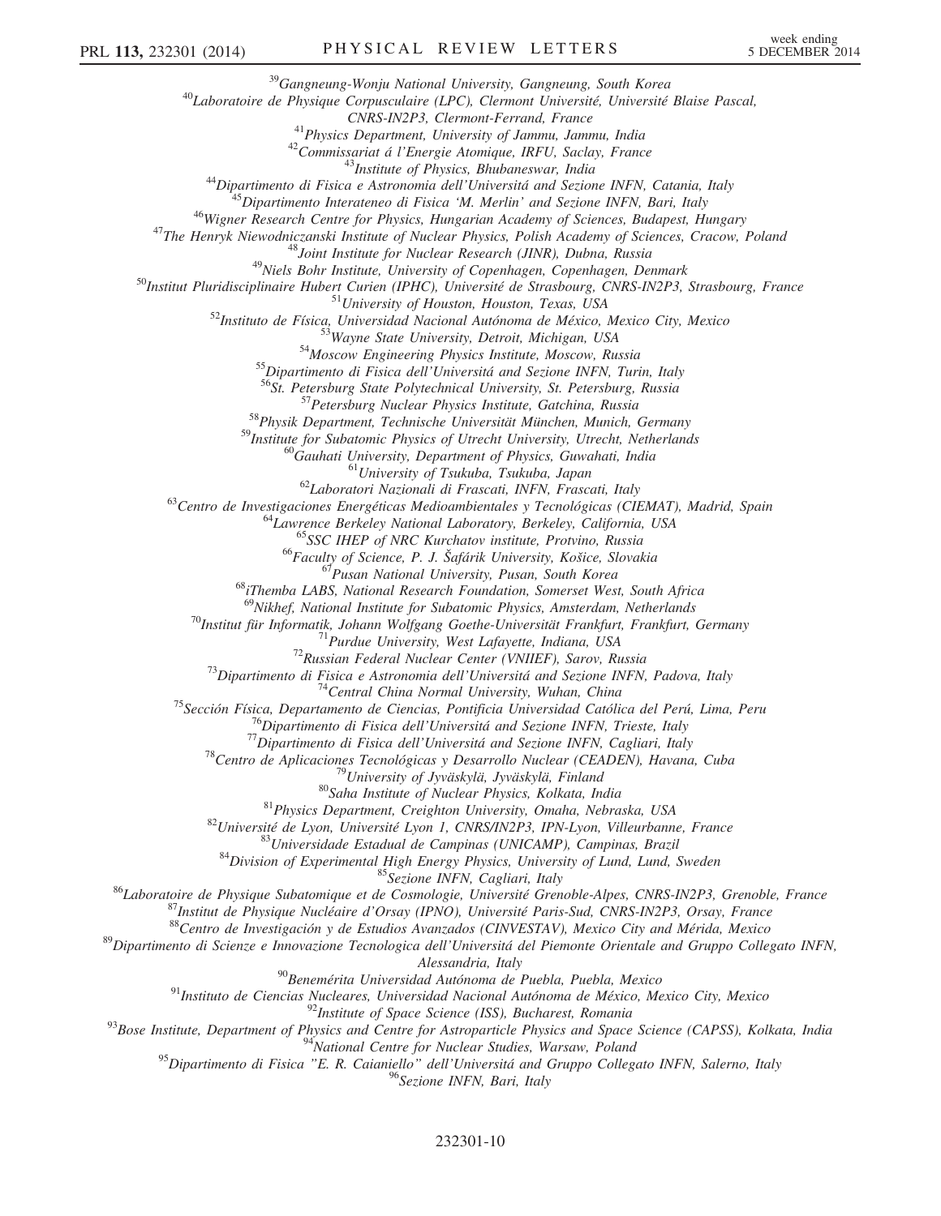[39]Gangneung-Wonju National University, Gangneung, South Korea
[40]Laboratoire de Physique Corpusculaire (LPC), Clermont Université, Université Blaise Pascal, CNRS-IN2P3, Clermont-Ferrand, France
[41]Physics Department, University of Jammu, Jammu, India
[42]Commissariat á l'Energie Atomique, IRFU, Saclay, France
[43]Institute of Physics, Bhubaneswar, India
[44]Dipartimento di Fisica e Astronomia dell'Universitá and Sezione INFN, Catania, Italy
[45]Dipartimento Interateneo di Fisica 'M. Merlin' and Sezione INFN, Bari, Italy
[46]Wigner Research Centre for Physics, Hungarian Academy of Sciences, Budapest, Hungary
[47]The Henryk Niewodniczanski Institute of Nuclear Physics, Polish Academy of Sciences, Cracow, Poland
[48]Joint Institute for Nuclear Research (JINR), Dubna, Russia
[49]Niels Bohr Institute, University of Copenhagen, Copenhagen, Denmark
[50]Institut Pluridisciplinaire Hubert Curien (IPHC), Université de Strasbourg, CNRS-IN2P3, Strasbourg, France
[51]University of Houston, Houston, Texas, USA
[52]Instituto de Física, Universidad Nacional Autónoma de México, Mexico City, Mexico
[53]Wayne State University, Detroit, Michigan, USA
[54]Moscow Engineering Physics Institute, Moscow, Russia
[55]Dipartimento di Fisica dell'Universitá and Sezione INFN, Turin, Italy
[56]St. Petersburg State Polytechnical University, St. Petersburg, Russia
[57]Petersburg Nuclear Physics Institute, Gatchina, Russia
[58]Physik Department, Technische Universität München, Munich, Germany
[59]Institute for Subatomic Physics of Utrecht University, Utrecht, Netherlands
[60]Gauhati University, Department of Physics, Guwahati, India
[61]University of Tsukuba, Tsukuba, Japan
[62]Laboratori Nazionali di Frascati, INFN, Frascati, Italy
[63]Centro de Investigaciones Energéticas Medioambientales y Tecnológicas (CIEMAT), Madrid, Spain
[64]Lawrence Berkeley National Laboratory, Berkeley, California, USA
[65]SSC IHEP of NRC Kurchatov institute, Protvino, Russia
[66]Faculty of Science, P. J. Šafárik University, Košice, Slovakia
[67]Pusan National University, Pusan, South Korea
[68]iThemba LABS, National Research Foundation, Somerset West, South Africa
[69]Nikhef, National Institute for Subatomic Physics, Amsterdam, Netherlands
[70]Institut für Informatik, Johann Wolfgang Goethe-Universität Frankfurt, Frankfurt, Germany
[71]Purdue University, West Lafayette, Indiana, USA
[72]Russian Federal Nuclear Center (VNIIEF), Sarov, Russia
[73]Dipartimento di Fisica e Astronomia dell'Universitá and Sezione INFN, Padova, Italy
[74]Central China Normal University, Wuhan, China
[75]Sección Física, Departamento de Ciencias, Pontificia Universidad Católica del Perú, Lima, Peru
[76]Dipartimento di Fisica dell'Universitá and Sezione INFN, Trieste, Italy
[77]Dipartimento di Fisica dell'Universitá and Sezione INFN, Cagliari, Italy
[78]Centro de Aplicaciones Tecnológicas y Desarrollo Nuclear (CEADEN), Havana, Cuba
[79]University of Jyväskylä, Jyväskylä, Finland
[80]Saha Institute of Nuclear Physics, Kolkata, India
[81]Physics Department, Creighton University, Omaha, Nebraska, USA
[82]Université de Lyon, Université Lyon 1, CNRS/IN2P3, IPN-Lyon, Villeurbanne, France
[83]Universidade Estadual de Campinas (UNICAMP), Campinas, Brazil
[84]Division of Experimental High Energy Physics, University of Lund, Lund, Sweden
[85]Sezione INFN, Cagliari, Italy
[86]Laboratoire de Physique Subatomique et de Cosmologie, Université Grenoble-Alpes, CNRS-IN2P3, Grenoble, France
[87]Institut de Physique Nucléaire d'Orsay (IPNO), Université Paris-Sud, CNRS-IN2P3, Orsay, France
[88]Centro de Investigación y de Estudios Avanzados (CINVESTAV), Mexico City and Mérida, Mexico
[89]Dipartimento di Scienze e Innovazione Tecnologica dell'Universitá del Piemonte Orientale and Gruppo Collegato INFN, Alessandria, Italy
[90]Benemérita Universidad Autónoma de Puebla, Puebla, Mexico
[91]Instituto de Ciencias Nucleares, Universidad Nacional Autónoma de México, Mexico City, Mexico
[92]Institute of Space Science (ISS), Bucharest, Romania
[93]Bose Institute, Department of Physics and Centre for Astroparticle Physics and Space Science (CAPSS), Kolkata, India
[94]National Centre for Nuclear Studies, Warsaw, Poland
[95]Dipartimento di Fisica "E. R. Caianiello" dell'Universitá and Gruppo Collegato INFN, Salerno, Italy
[96]Sezione INFN, Bari, Italy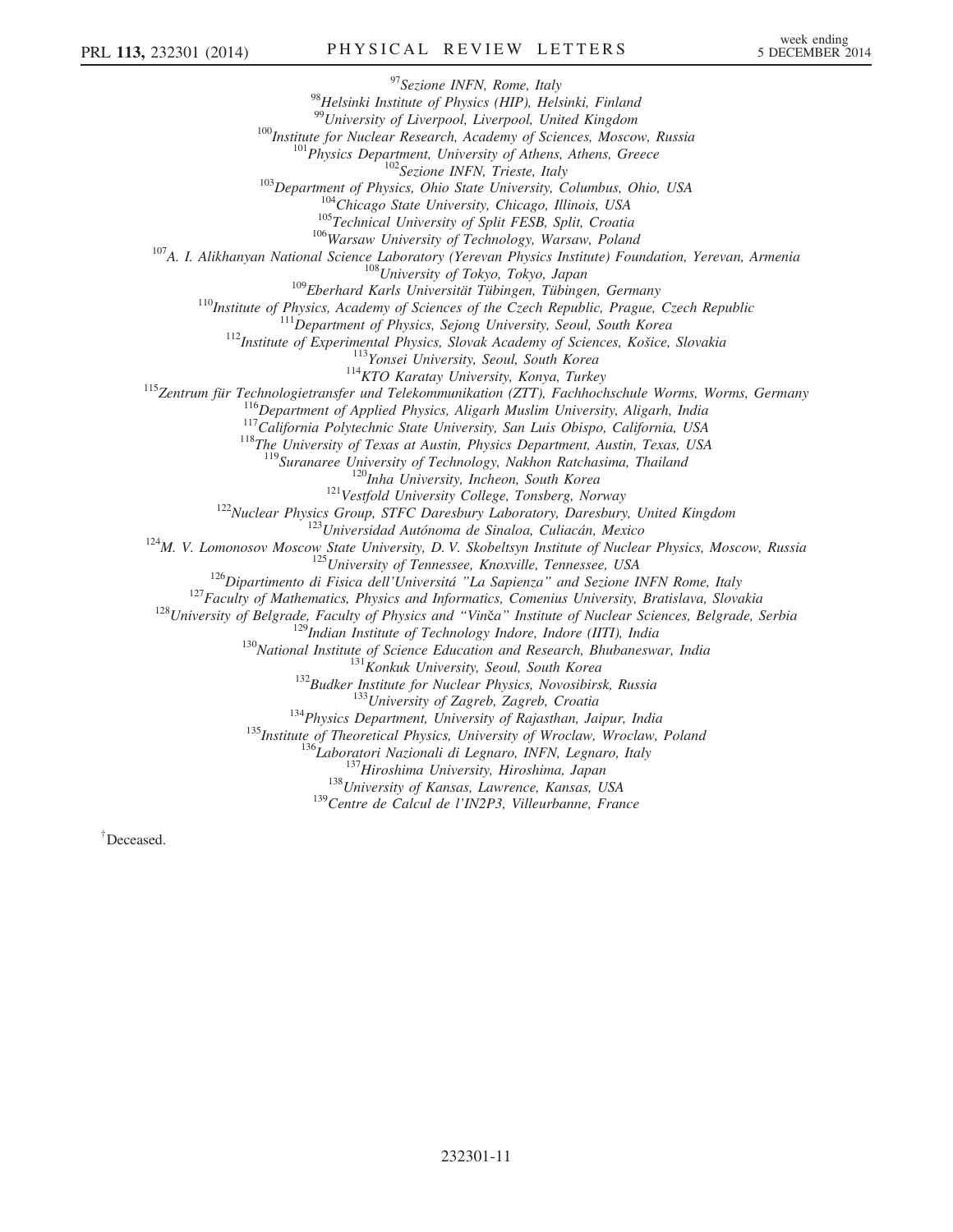[97]Sezione INFN, Rome, Italy
[98]Helsinki Institute of Physics (HIP), Helsinki, Finland
[99]University of Liverpool, Liverpool, United Kingdom
[100]Institute for Nuclear Research, Academy of Sciences, Moscow, Russia
[101]Physics Department, University of Athens, Athens, Greece
[102]Sezione INFN, Trieste, Italy
[103]Department of Physics, Ohio State University, Columbus, Ohio, USA
[104]Chicago State University, Chicago, Illinois, USA
[105]Technical University of Split FESB, Split, Croatia
[106]Warsaw University of Technology, Warsaw, Poland
[107]A. I. Alikhanyan National Science Laboratory (Yerevan Physics Institute) Foundation, Yerevan, Armenia
[108]University of Tokyo, Tokyo, Japan
[109]Eberhard Karls Universität Tübingen, Tübingen, Germany
[110]Institute of Physics, Academy of Sciences of the Czech Republic, Prague, Czech Republic
[111]Department of Physics, Sejong University, Seoul, South Korea
[112]Institute of Experimental Physics, Slovak Academy of Sciences, Košice, Slovakia
[113]Yonsei University, Seoul, South Korea
[114]KTO Karatay University, Konya, Turkey
[115]Zentrum für Technologietransfer und Telekommunikation (ZTT), Fachhochschule Worms, Worms, Germany
[116]Department of Applied Physics, Aligarh Muslim University, Aligarh, India
[117]California Polytechnic State University, San Luis Obispo, California, USA
[118]The University of Texas at Austin, Physics Department, Austin, Texas, USA
[119]Suranaree University of Technology, Nakhon Ratchasima, Thailand
[120]Inha University, Incheon, South Korea
[121]Vestfold University College, Tonsberg, Norway
[122]Nuclear Physics Group, STFC Daresbury Laboratory, Daresbury, United Kingdom
[123]Universidad Autónoma de Sinaloa, Culiacán, Mexico
[124]M. V. Lomonosov Moscow State University, D. V. Skobeltsyn Institute of Nuclear Physics, Moscow, Russia
[125]University of Tennessee, Knoxville, Tennessee, USA
[126]Dipartimento di Fisica dell'Universitá "La Sapienza" and Sezione INFN Rome, Italy
[127]Faculty of Mathematics, Physics and Informatics, Comenius University, Bratislava, Slovakia
[128]University of Belgrade, Faculty of Physics and "Vinča" Institute of Nuclear Sciences, Belgrade, Serbia
[129]Indian Institute of Technology Indore, Indore (IITI), India
[130]National Institute of Science Education and Research, Bhubaneswar, India
[131]Konkuk University, Seoul, South Korea
[132]Budker Institute for Nuclear Physics, Novosibirsk, Russia
[133]University of Zagreb, Zagreb, Croatia
[134]Physics Department, University of Rajasthan, Jaipur, India
[135]Institute of Theoretical Physics, University of Wroclaw, Wroclaw, Poland
[136]Laboratori Nazionali di Legnaro, INFN, Legnaro, Italy
[137]Hiroshima University, Hiroshima, Japan
[138]University of Kansas, Lawrence, Kansas, USA
[139]Centre de Calcul de l'IN2P3, Villeurbanne, France

[†]Deceased.